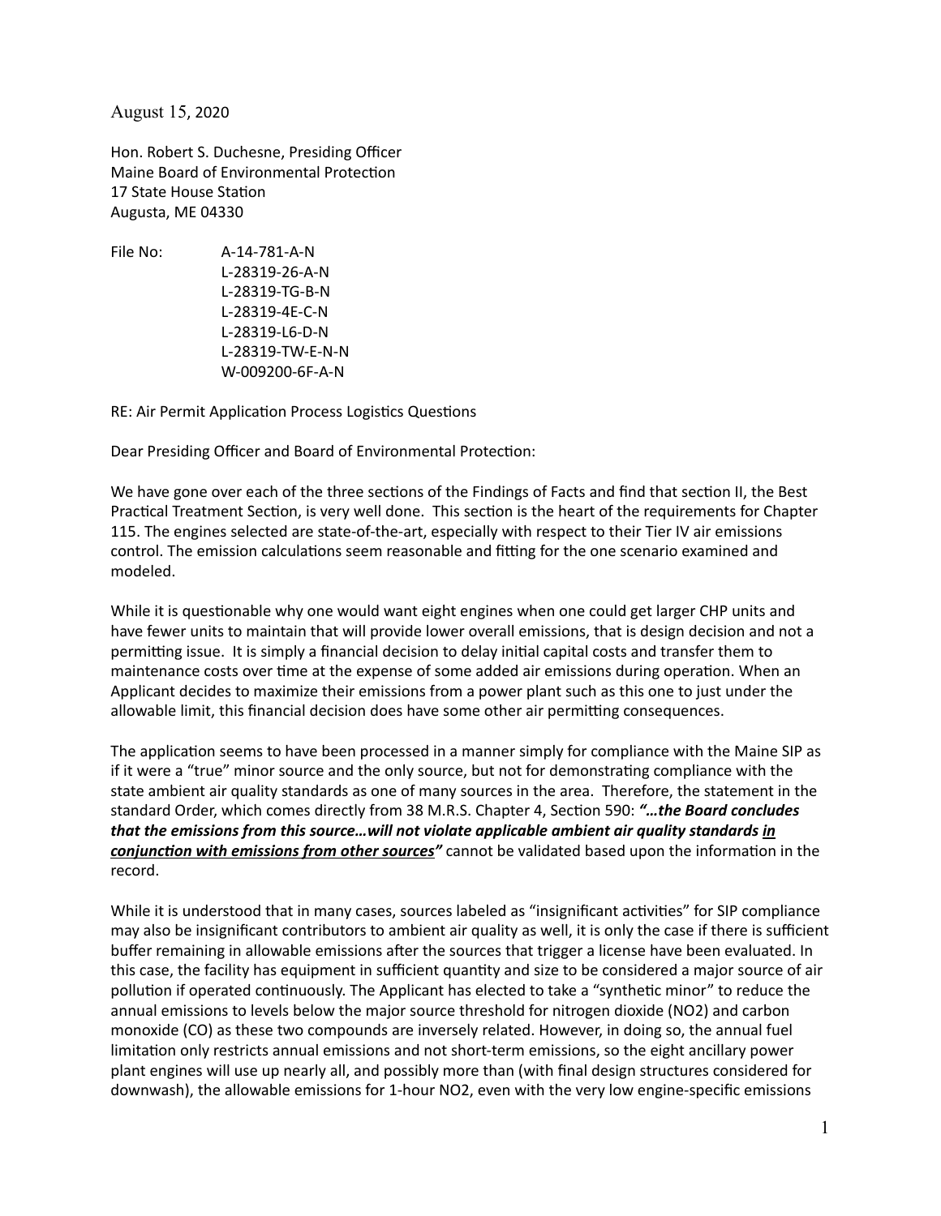August 15, 2020

Hon. Robert S. Duchesne, Presiding Officer
Maine Board of Environmental Protection
17 State House Station
Augusta, ME 04330

File No: A-14-781-A-N
L-28319-26-A-N
L-28319-TG-B-N
L-28319-4E-C-N
L-28319-L6-D-N
L-28319-TW-E-N-N
W-009200-6F-A-N

RE: Air Permit Application Process Logistics Questions

Dear Presiding Officer and Board of Environmental Protection:

We have gone over each of the three sections of the Findings of Facts and find that section II, the Best Practical Treatment Section, is very well done. This section is the heart of the requirements for Chapter 115. The engines selected are state-of-the-art, especially with respect to their Tier IV air emissions control. The emission calculations seem reasonable and fitting for the one scenario examined and modeled.

While it is questionable why one would want eight engines when one could get larger CHP units and have fewer units to maintain that will provide lower overall emissions, that is design decision and not a permitting issue. It is simply a financial decision to delay initial capital costs and transfer them to maintenance costs over time at the expense of some added air emissions during operation. When an Applicant decides to maximize their emissions from a power plant such as this one to just under the allowable limit, this financial decision does have some other air permitting consequences.

The application seems to have been processed in a manner simply for compliance with the Maine SIP as if it were a "true" minor source and the only source, but not for demonstrating compliance with the state ambient air quality standards as one of many sources in the area. Therefore, the statement in the standard Order, which comes directly from 38 M.R.S. Chapter 4, Section 590: ***"…the Board concludes that the emissions from this source…will not violate applicable ambient air quality standards <u>in conjunction with emissions from other sources</u>"*** cannot be validated based upon the information in the record.

While it is understood that in many cases, sources labeled as "insignificant activities" for SIP compliance may also be insignificant contributors to ambient air quality as well, it is only the case if there is sufficient buffer remaining in allowable emissions after the sources that trigger a license have been evaluated. In this case, the facility has equipment in sufficient quantity and size to be considered a major source of air pollution if operated continuously. The Applicant has elected to take a "synthetic minor" to reduce the annual emissions to levels below the major source threshold for nitrogen dioxide (NO2) and carbon monoxide (CO) as these two compounds are inversely related. However, in doing so, the annual fuel limitation only restricts annual emissions and not short-term emissions, so the eight ancillary power plant engines will use up nearly all, and possibly more than (with final design structures considered for downwash), the allowable emissions for 1-hour NO2, even with the very low engine-specific emissions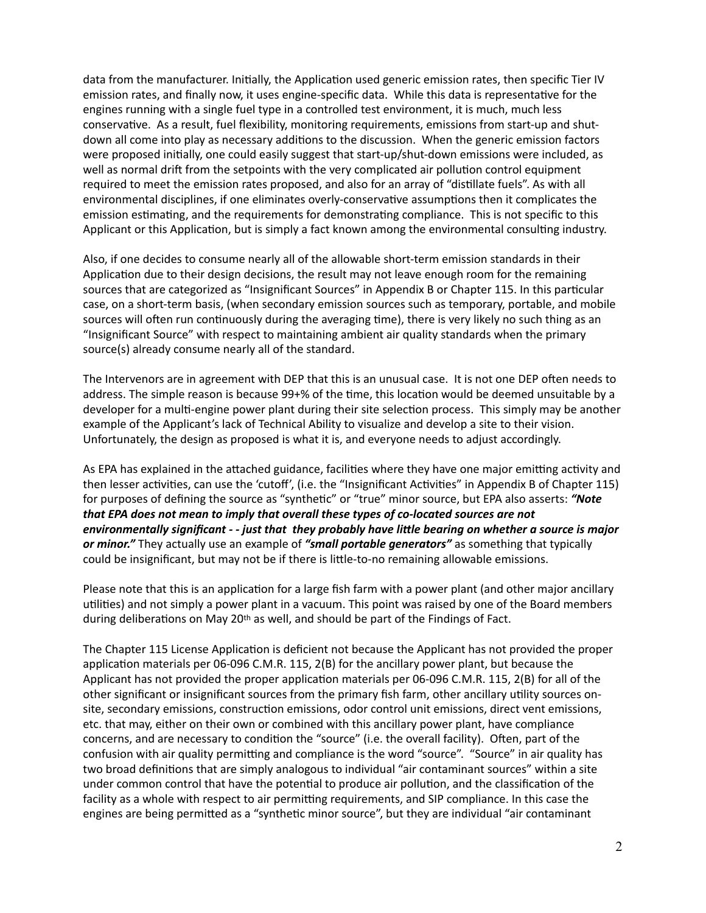data from the manufacturer. Initially, the Application used generic emission rates, then specific Tier IV emission rates, and finally now, it uses engine-specific data. While this data is representative for the engines running with a single fuel type in a controlled test environment, it is much, much less conservative. As a result, fuel flexibility, monitoring requirements, emissions from start-up and shut-down all come into play as necessary additions to the discussion. When the generic emission factors were proposed initially, one could easily suggest that start-up/shut-down emissions were included, as well as normal drift from the setpoints with the very complicated air pollution control equipment required to meet the emission rates proposed, and also for an array of "distillate fuels". As with all environmental disciplines, if one eliminates overly-conservative assumptions then it complicates the emission estimating, and the requirements for demonstrating compliance. This is not specific to this Applicant or this Application, but is simply a fact known among the environmental consulting industry.

Also, if one decides to consume nearly all of the allowable short-term emission standards in their Application due to their design decisions, the result may not leave enough room for the remaining sources that are categorized as "Insignificant Sources" in Appendix B or Chapter 115. In this particular case, on a short-term basis, (when secondary emission sources such as temporary, portable, and mobile sources will often run continuously during the averaging time), there is very likely no such thing as an "Insignificant Source" with respect to maintaining ambient air quality standards when the primary source(s) already consume nearly all of the standard.

The Intervenors are in agreement with DEP that this is an unusual case. It is not one DEP often needs to address. The simple reason is because 99+% of the time, this location would be deemed unsuitable by a developer for a multi-engine power plant during their site selection process. This simply may be another example of the Applicant's lack of Technical Ability to visualize and develop a site to their vision. Unfortunately, the design as proposed is what it is, and everyone needs to adjust accordingly.

As EPA has explained in the attached guidance, facilities where they have one major emitting activity and then lesser activities, can use the 'cutoff', (i.e. the "Insignificant Activities" in Appendix B of Chapter 115) for purposes of defining the source as "synthetic" or "true" minor source, but EPA also asserts: ***"Note that EPA does not mean to imply that overall these types of co-located sources are not environmentally significant - - just that they probably have little bearing on whether a source is major or minor."*** They actually use an example of ***"small portable generators"*** as something that typically could be insignificant, but may not be if there is little-to-no remaining allowable emissions.

Please note that this is an application for a large fish farm with a power plant (and other major ancillary utilities) and not simply a power plant in a vacuum. This point was raised by one of the Board members during deliberations on May 20th as well, and should be part of the Findings of Fact.

The Chapter 115 License Application is deficient not because the Applicant has not provided the proper application materials per 06-096 C.M.R. 115, 2(B) for the ancillary power plant, but because the Applicant has not provided the proper application materials per 06-096 C.M.R. 115, 2(B) for all of the other significant or insignificant sources from the primary fish farm, other ancillary utility sources on-site, secondary emissions, construction emissions, odor control unit emissions, direct vent emissions, etc. that may, either on their own or combined with this ancillary power plant, have compliance concerns, and are necessary to condition the "source" (i.e. the overall facility). Often, part of the confusion with air quality permitting and compliance is the word "source". "Source" in air quality has two broad definitions that are simply analogous to individual "air contaminant sources" within a site under common control that have the potential to produce air pollution, and the classification of the facility as a whole with respect to air permitting requirements, and SIP compliance. In this case the engines are being permitted as a "synthetic minor source", but they are individual "air contaminant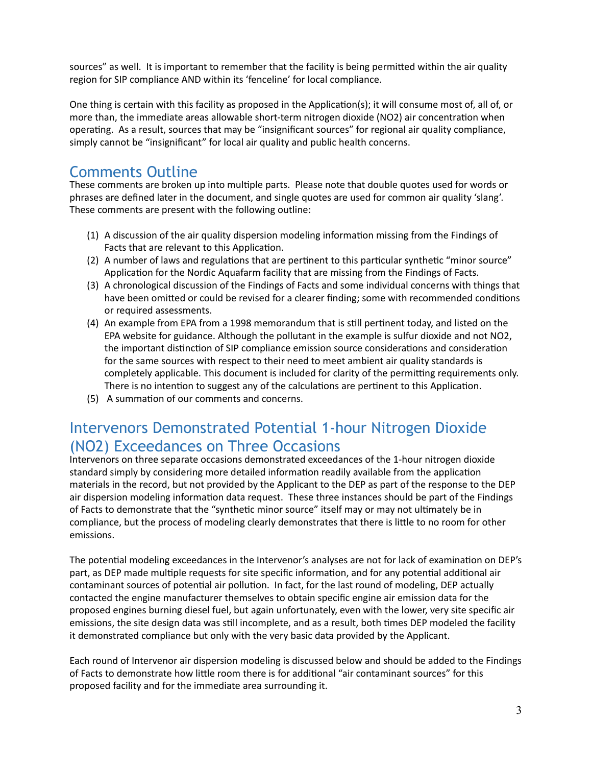sources" as well. It is important to remember that the facility is being permitted within the air quality region for SIP compliance AND within its 'fenceline' for local compliance.

One thing is certain with this facility as proposed in the Application(s); it will consume most of, all of, or more than, the immediate areas allowable short-term nitrogen dioxide (NO2) air concentration when operating. As a result, sources that may be "insignificant sources" for regional air quality compliance, simply cannot be "insignificant" for local air quality and public health concerns.

## Comments Outline

These comments are broken up into multiple parts. Please note that double quotes used for words or phrases are defined later in the document, and single quotes are used for common air quality 'slang'. These comments are present with the following outline:

(1) A discussion of the air quality dispersion modeling information missing from the Findings of Facts that are relevant to this Application.

(2) A number of laws and regulations that are pertinent to this particular synthetic "minor source" Application for the Nordic Aquafarm facility that are missing from the Findings of Facts.

(3) A chronological discussion of the Findings of Facts and some individual concerns with things that have been omitted or could be revised for a clearer finding; some with recommended conditions or required assessments.

(4) An example from EPA from a 1998 memorandum that is still pertinent today, and listed on the EPA website for guidance. Although the pollutant in the example is sulfur dioxide and not NO2, the important distinction of SIP compliance emission source considerations and consideration for the same sources with respect to their need to meet ambient air quality standards is completely applicable. This document is included for clarity of the permitting requirements only. There is no intention to suggest any of the calculations are pertinent to this Application.

(5) A summation of our comments and concerns.

## Intervenors Demonstrated Potential 1-hour Nitrogen Dioxide (NO2) Exceedances on Three Occasions

Intervenors on three separate occasions demonstrated exceedances of the 1-hour nitrogen dioxide standard simply by considering more detailed information readily available from the application materials in the record, but not provided by the Applicant to the DEP as part of the response to the DEP air dispersion modeling information data request. These three instances should be part of the Findings of Facts to demonstrate that the "synthetic minor source" itself may or may not ultimately be in compliance, but the process of modeling clearly demonstrates that there is little to no room for other emissions.

The potential modeling exceedances in the Intervenor's analyses are not for lack of examination on DEP's part, as DEP made multiple requests for site specific information, and for any potential additional air contaminant sources of potential air pollution. In fact, for the last round of modeling, DEP actually contacted the engine manufacturer themselves to obtain specific engine air emission data for the proposed engines burning diesel fuel, but again unfortunately, even with the lower, very site specific air emissions, the site design data was still incomplete, and as a result, both times DEP modeled the facility it demonstrated compliance but only with the very basic data provided by the Applicant.

Each round of Intervenor air dispersion modeling is discussed below and should be added to the Findings of Facts to demonstrate how little room there is for additional "air contaminant sources" for this proposed facility and for the immediate area surrounding it.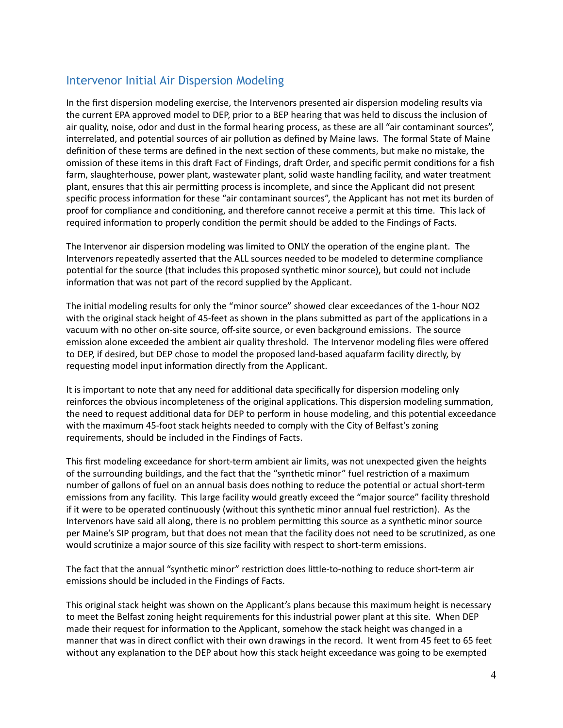## Intervenor Initial Air Dispersion Modeling

In the first dispersion modeling exercise, the Intervenors presented air dispersion modeling results via the current EPA approved model to DEP, prior to a BEP hearing that was held to discuss the inclusion of air quality, noise, odor and dust in the formal hearing process, as these are all "air contaminant sources", interrelated, and potential sources of air pollution as defined by Maine laws. The formal State of Maine definition of these terms are defined in the next section of these comments, but make no mistake, the omission of these items in this draft Fact of Findings, draft Order, and specific permit conditions for a fish farm, slaughterhouse, power plant, wastewater plant, solid waste handling facility, and water treatment plant, ensures that this air permitting process is incomplete, and since the Applicant did not present specific process information for these "air contaminant sources", the Applicant has not met its burden of proof for compliance and conditioning, and therefore cannot receive a permit at this time. This lack of required information to properly condition the permit should be added to the Findings of Facts.

The Intervenor air dispersion modeling was limited to ONLY the operation of the engine plant. The Intervenors repeatedly asserted that the ALL sources needed to be modeled to determine compliance potential for the source (that includes this proposed synthetic minor source), but could not include information that was not part of the record supplied by the Applicant.

The initial modeling results for only the "minor source" showed clear exceedances of the 1-hour NO2 with the original stack height of 45-feet as shown in the plans submitted as part of the applications in a vacuum with no other on-site source, off-site source, or even background emissions. The source emission alone exceeded the ambient air quality threshold. The Intervenor modeling files were offered to DEP, if desired, but DEP chose to model the proposed land-based aquafarm facility directly, by requesting model input information directly from the Applicant.

It is important to note that any need for additional data specifically for dispersion modeling only reinforces the obvious incompleteness of the original applications. This dispersion modeling summation, the need to request additional data for DEP to perform in house modeling, and this potential exceedance with the maximum 45-foot stack heights needed to comply with the City of Belfast's zoning requirements, should be included in the Findings of Facts.

This first modeling exceedance for short-term ambient air limits, was not unexpected given the heights of the surrounding buildings, and the fact that the "synthetic minor" fuel restriction of a maximum number of gallons of fuel on an annual basis does nothing to reduce the potential or actual short-term emissions from any facility. This large facility would greatly exceed the "major source" facility threshold if it were to be operated continuously (without this synthetic minor annual fuel restriction). As the Intervenors have said all along, there is no problem permitting this source as a synthetic minor source per Maine's SIP program, but that does not mean that the facility does not need to be scrutinized, as one would scrutinize a major source of this size facility with respect to short-term emissions.

The fact that the annual "synthetic minor" restriction does little-to-nothing to reduce short-term air emissions should be included in the Findings of Facts.

This original stack height was shown on the Applicant's plans because this maximum height is necessary to meet the Belfast zoning height requirements for this industrial power plant at this site. When DEP made their request for information to the Applicant, somehow the stack height was changed in a manner that was in direct conflict with their own drawings in the record. It went from 45 feet to 65 feet without any explanation to the DEP about how this stack height exceedance was going to be exempted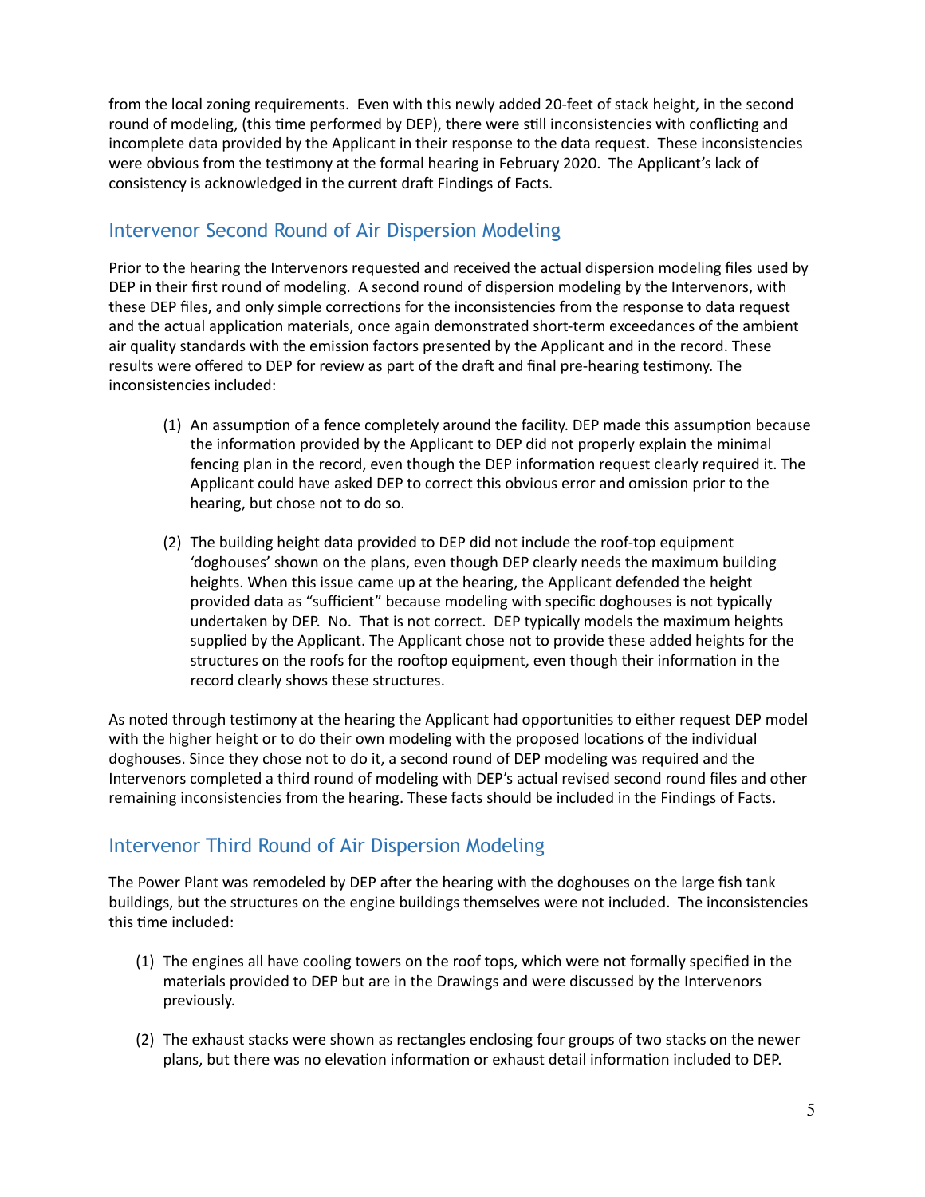from the local zoning requirements. Even with this newly added 20-feet of stack height, in the second round of modeling, (this time performed by DEP), there were still inconsistencies with conflicting and incomplete data provided by the Applicant in their response to the data request. These inconsistencies were obvious from the testimony at the formal hearing in February 2020. The Applicant's lack of consistency is acknowledged in the current draft Findings of Facts.

## Intervenor Second Round of Air Dispersion Modeling

Prior to the hearing the Intervenors requested and received the actual dispersion modeling files used by DEP in their first round of modeling. A second round of dispersion modeling by the Intervenors, with these DEP files, and only simple corrections for the inconsistencies from the response to data request and the actual application materials, once again demonstrated short-term exceedances of the ambient air quality standards with the emission factors presented by the Applicant and in the record. These results were offered to DEP for review as part of the draft and final pre-hearing testimony. The inconsistencies included:

(1) An assumption of a fence completely around the facility. DEP made this assumption because the information provided by the Applicant to DEP did not properly explain the minimal fencing plan in the record, even though the DEP information request clearly required it. The Applicant could have asked DEP to correct this obvious error and omission prior to the hearing, but chose not to do so.

(2) The building height data provided to DEP did not include the roof-top equipment 'doghouses' shown on the plans, even though DEP clearly needs the maximum building heights. When this issue came up at the hearing, the Applicant defended the height provided data as "sufficient" because modeling with specific doghouses is not typically undertaken by DEP. No. That is not correct. DEP typically models the maximum heights supplied by the Applicant. The Applicant chose not to provide these added heights for the structures on the roofs for the rooftop equipment, even though their information in the record clearly shows these structures.

As noted through testimony at the hearing the Applicant had opportunities to either request DEP model with the higher height or to do their own modeling with the proposed locations of the individual doghouses. Since they chose not to do it, a second round of DEP modeling was required and the Intervenors completed a third round of modeling with DEP's actual revised second round files and other remaining inconsistencies from the hearing. These facts should be included in the Findings of Facts.

## Intervenor Third Round of Air Dispersion Modeling

The Power Plant was remodeled by DEP after the hearing with the doghouses on the large fish tank buildings, but the structures on the engine buildings themselves were not included. The inconsistencies this time included:

(1) The engines all have cooling towers on the roof tops, which were not formally specified in the materials provided to DEP but are in the Drawings and were discussed by the Intervenors previously.

(2) The exhaust stacks were shown as rectangles enclosing four groups of two stacks on the newer plans, but there was no elevation information or exhaust detail information included to DEP.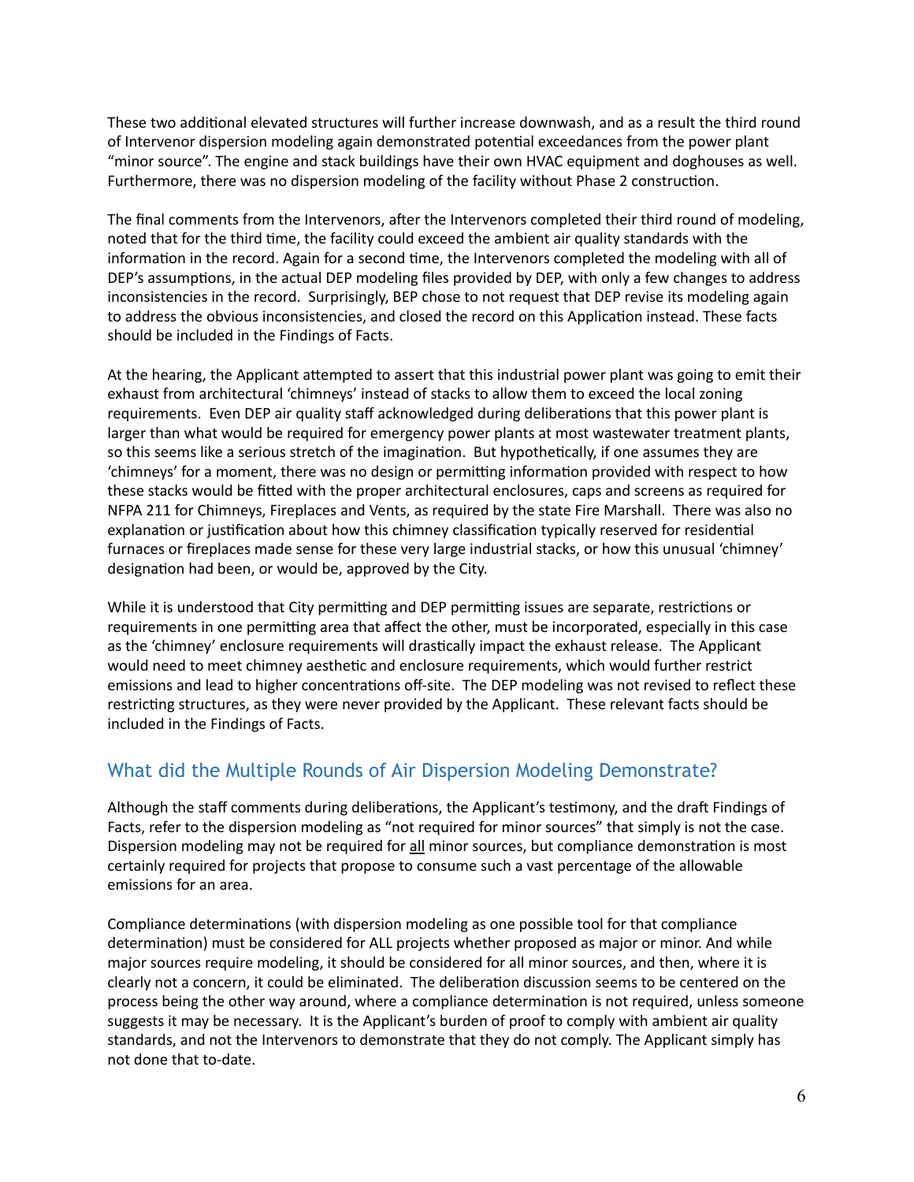These two additional elevated structures will further increase downwash, and as a result the third round of Intervenor dispersion modeling again demonstrated potential exceedances from the power plant "minor source". The engine and stack buildings have their own HVAC equipment and doghouses as well. Furthermore, there was no dispersion modeling of the facility without Phase 2 construction.

The final comments from the Intervenors, after the Intervenors completed their third round of modeling, noted that for the third time, the facility could exceed the ambient air quality standards with the information in the record. Again for a second time, the Intervenors completed the modeling with all of DEP's assumptions, in the actual DEP modeling files provided by DEP, with only a few changes to address inconsistencies in the record. Surprisingly, BEP chose to not request that DEP revise its modeling again to address the obvious inconsistencies, and closed the record on this Application instead. These facts should be included in the Findings of Facts.

At the hearing, the Applicant attempted to assert that this industrial power plant was going to emit their exhaust from architectural 'chimneys' instead of stacks to allow them to exceed the local zoning requirements. Even DEP air quality staff acknowledged during deliberations that this power plant is larger than what would be required for emergency power plants at most wastewater treatment plants, so this seems like a serious stretch of the imagination. But hypothetically, if one assumes they are 'chimneys' for a moment, there was no design or permitting information provided with respect to how these stacks would be fitted with the proper architectural enclosures, caps and screens as required for NFPA 211 for Chimneys, Fireplaces and Vents, as required by the state Fire Marshall. There was also no explanation or justification about how this chimney classification typically reserved for residential furnaces or fireplaces made sense for these very large industrial stacks, or how this unusual 'chimney' designation had been, or would be, approved by the City.

While it is understood that City permitting and DEP permitting issues are separate, restrictions or requirements in one permitting area that affect the other, must be incorporated, especially in this case as the 'chimney' enclosure requirements will drastically impact the exhaust release. The Applicant would need to meet chimney aesthetic and enclosure requirements, which would further restrict emissions and lead to higher concentrations off-site. The DEP modeling was not revised to reflect these restricting structures, as they were never provided by the Applicant. These relevant facts should be included in the Findings of Facts.

## What did the Multiple Rounds of Air Dispersion Modeling Demonstrate?

Although the staff comments during deliberations, the Applicant's testimony, and the draft Findings of Facts, refer to the dispersion modeling as "not required for minor sources" that simply is not the case. Dispersion modeling may not be required for <u>all</u> minor sources, but compliance demonstration is most certainly required for projects that propose to consume such a vast percentage of the allowable emissions for an area.

Compliance determinations (with dispersion modeling as one possible tool for that compliance determination) must be considered for ALL projects whether proposed as major or minor. And while major sources require modeling, it should be considered for all minor sources, and then, where it is clearly not a concern, it could be eliminated. The deliberation discussion seems to be centered on the process being the other way around, where a compliance determination is not required, unless someone suggests it may be necessary. It is the Applicant's burden of proof to comply with ambient air quality standards, and not the Intervenors to demonstrate that they do not comply. The Applicant simply has not done that to-date.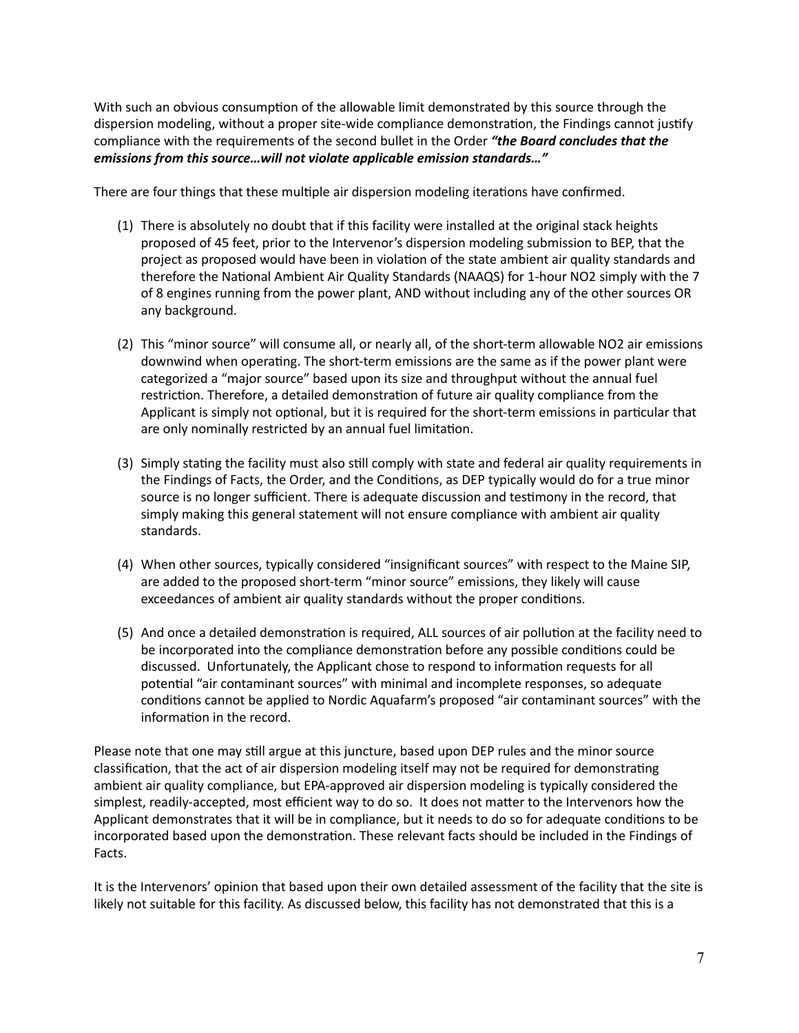With such an obvious consumption of the allowable limit demonstrated by this source through the dispersion modeling, without a proper site-wide compliance demonstration, the Findings cannot justify compliance with the requirements of the second bullet in the Order ***"the Board concludes that the emissions from this source…will not violate applicable emission standards…"***

There are four things that these multiple air dispersion modeling iterations have confirmed.

(1) There is absolutely no doubt that if this facility were installed at the original stack heights proposed of 45 feet, prior to the Intervenor's dispersion modeling submission to BEP, that the project as proposed would have been in violation of the state ambient air quality standards and therefore the National Ambient Air Quality Standards (NAAQS) for 1-hour $NO_2$ simply with the 7 of 8 engines running from the power plant, AND without including any of the other sources OR any background.

(2) This "minor source" will consume all, or nearly all, of the short-term allowable $NO_2$ air emissions downwind when operating. The short-term emissions are the same as if the power plant were categorized a "major source" based upon its size and throughput without the annual fuel restriction. Therefore, a detailed demonstration of future air quality compliance from the Applicant is simply not optional, but it is required for the short-term emissions in particular that are only nominally restricted by an annual fuel limitation.

(3) Simply stating the facility must also still comply with state and federal air quality requirements in the Findings of Facts, the Order, and the Conditions, as DEP typically would do for a true minor source is no longer sufficient. There is adequate discussion and testimony in the record, that simply making this general statement will not ensure compliance with ambient air quality standards.

(4) When other sources, typically considered "insignificant sources" with respect to the Maine SIP, are added to the proposed short-term "minor source" emissions, they likely will cause exceedances of ambient air quality standards without the proper conditions.

(5) And once a detailed demonstration is required, ALL sources of air pollution at the facility need to be incorporated into the compliance demonstration before any possible conditions could be discussed. Unfortunately, the Applicant chose to respond to information requests for all potential "air contaminant sources" with minimal and incomplete responses, so adequate conditions cannot be applied to Nordic Aquafarm's proposed "air contaminant sources" with the information in the record.

Please note that one may still argue at this juncture, based upon DEP rules and the minor source classification, that the act of air dispersion modeling itself may not be required for demonstrating ambient air quality compliance, but EPA-approved air dispersion modeling is typically considered the simplest, readily-accepted, most efficient way to do so. It does not matter to the Intervenors how the Applicant demonstrates that it will be in compliance, but it needs to do so for adequate conditions to be incorporated based upon the demonstration. These relevant facts should be included in the Findings of Facts.

It is the Intervenors' opinion that based upon their own detailed assessment of the facility that the site is likely not suitable for this facility. As discussed below, this facility has not demonstrated that this is a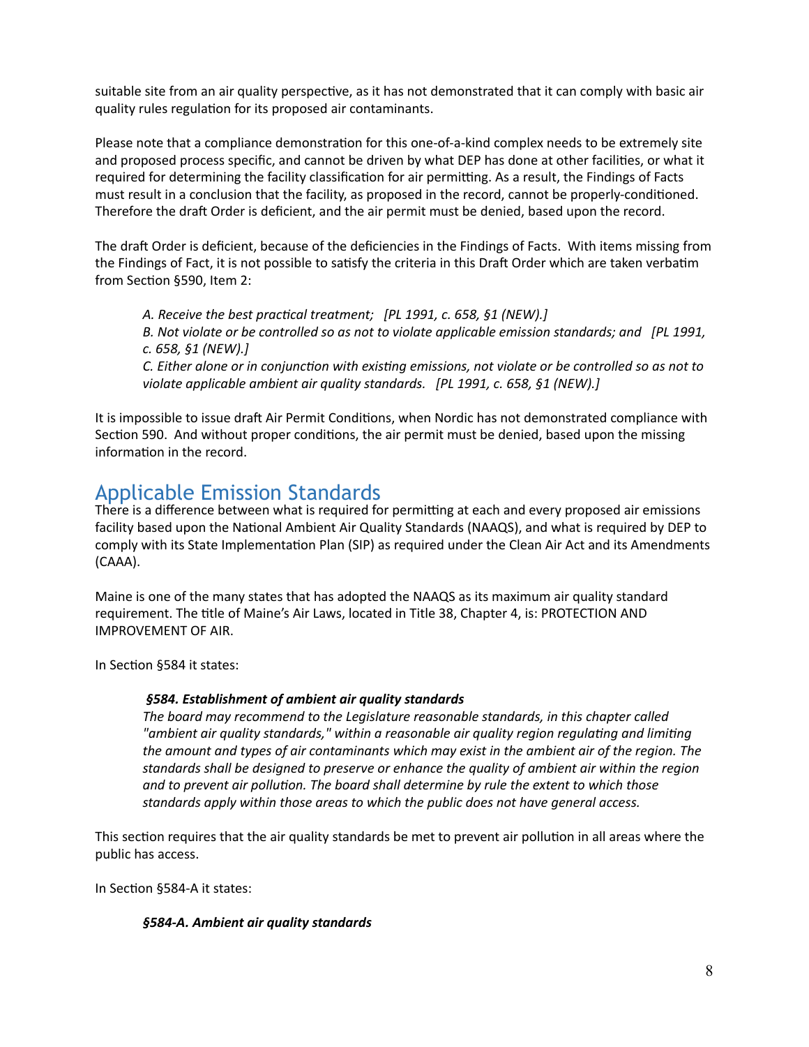suitable site from an air quality perspective, as it has not demonstrated that it can comply with basic air quality rules regulation for its proposed air contaminants.

Please note that a compliance demonstration for this one-of-a-kind complex needs to be extremely site and proposed process specific, and cannot be driven by what DEP has done at other facilities, or what it required for determining the facility classification for air permitting. As a result, the Findings of Facts must result in a conclusion that the facility, as proposed in the record, cannot be properly-conditioned. Therefore the draft Order is deficient, and the air permit must be denied, based upon the record.

The draft Order is deficient, because of the deficiencies in the Findings of Facts. With items missing from the Findings of Fact, it is not possible to satisfy the criteria in this Draft Order which are taken verbatim from Section §590, Item 2:

> *A. Receive the best practical treatment; [PL 1991, c. 658, §1 (NEW).]*
> *B. Not violate or be controlled so as not to violate applicable emission standards; and [PL 1991, c. 658, §1 (NEW).]*
> *C. Either alone or in conjunction with existing emissions, not violate or be controlled so as not to violate applicable ambient air quality standards. [PL 1991, c. 658, §1 (NEW).]*

It is impossible to issue draft Air Permit Conditions, when Nordic has not demonstrated compliance with Section 590. And without proper conditions, the air permit must be denied, based upon the missing information in the record.

## Applicable Emission Standards

There is a difference between what is required for permitting at each and every proposed air emissions facility based upon the National Ambient Air Quality Standards (NAAQS), and what is required by DEP to comply with its State Implementation Plan (SIP) as required under the Clean Air Act and its Amendments (CAAA).

Maine is one of the many states that has adopted the NAAQS as its maximum air quality standard requirement. The title of Maine's Air Laws, located in Title 38, Chapter 4, is: PROTECTION AND IMPROVEMENT OF AIR.

In Section §584 it states:

> ***§584. Establishment of ambient air quality standards***
> *The board may recommend to the Legislature reasonable standards, in this chapter called "ambient air quality standards," within a reasonable air quality region regulating and limiting the amount and types of air contaminants which may exist in the ambient air of the region. The standards shall be designed to preserve or enhance the quality of ambient air within the region and to prevent air pollution. The board shall determine by rule the extent to which those standards apply within those areas to which the public does not have general access.*

This section requires that the air quality standards be met to prevent air pollution in all areas where the public has access.

In Section §584-A it states:

> ***§584-A. Ambient air quality standards***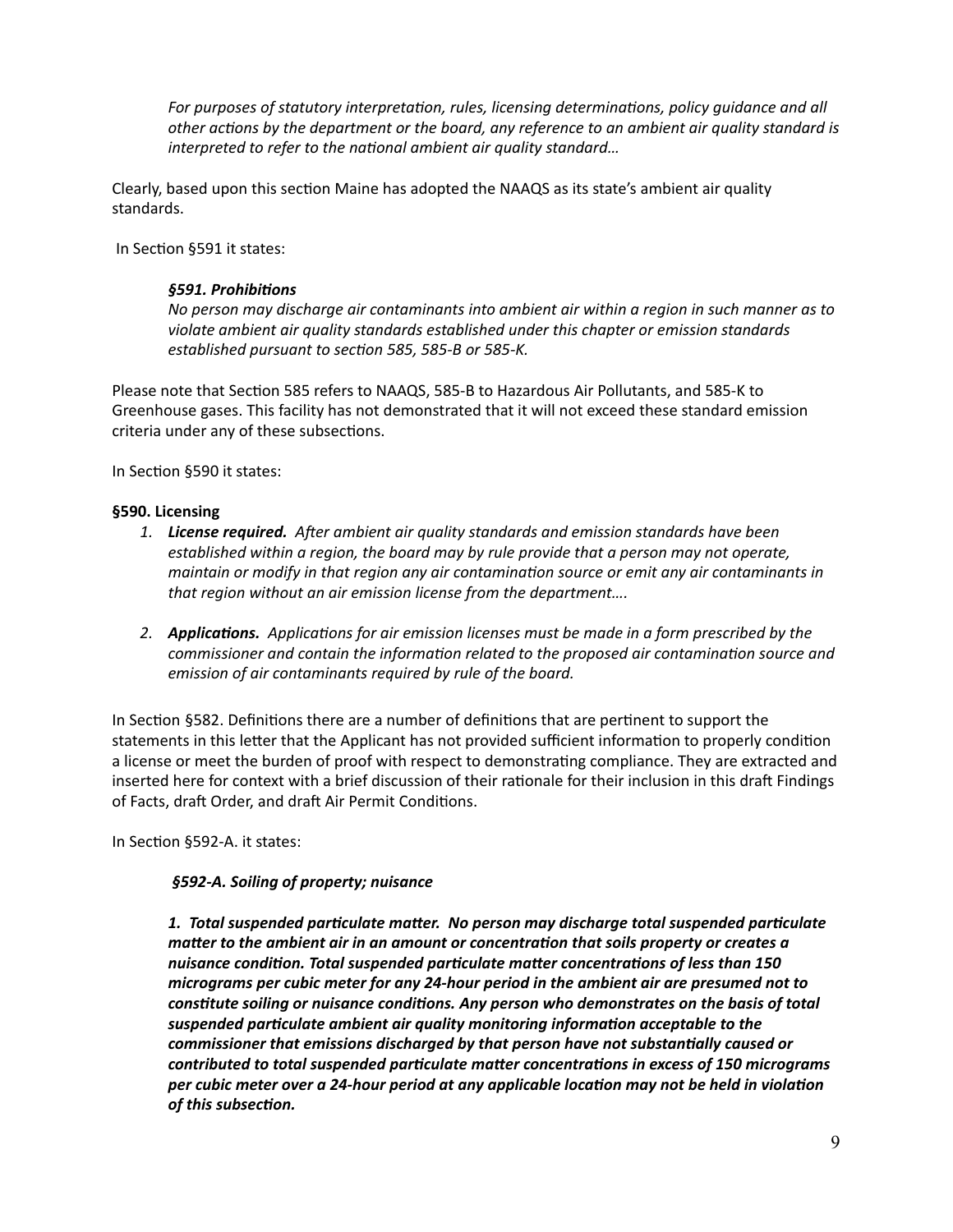*For purposes of statutory interpretation, rules, licensing determinations, policy guidance and all other actions by the department or the board, any reference to an ambient air quality standard is interpreted to refer to the national ambient air quality standard…*

Clearly, based upon this section Maine has adopted the NAAQS as its state's ambient air quality standards.

In Section §591 it states:

> ***§591. Prohibitions***
> *No person may discharge air contaminants into ambient air within a region in such manner as to violate ambient air quality standards established under this chapter or emission standards established pursuant to section 585, 585-B or 585-K.*

Please note that Section 585 refers to NAAQS, 585-B to Hazardous Air Pollutants, and 585-K to Greenhouse gases. This facility has not demonstrated that it will not exceed these standard emission criteria under any of these subsections.

In Section §590 it states:

**§590. Licensing**

1. ***License required.*** *After ambient air quality standards and emission standards have been established within a region, the board may by rule provide that a person may not operate, maintain or modify in that region any air contamination source or emit any air contaminants in that region without an air emission license from the department….*

2. ***Applications.*** *Applications for air emission licenses must be made in a form prescribed by the commissioner and contain the information related to the proposed air contamination source and emission of air contaminants required by rule of the board.*

In Section §582. Definitions there are a number of definitions that are pertinent to support the statements in this letter that the Applicant has not provided sufficient information to properly condition a license or meet the burden of proof with respect to demonstrating compliance. They are extracted and inserted here for context with a brief discussion of their rationale for their inclusion in this draft Findings of Facts, draft Order, and draft Air Permit Conditions.

In Section §592-A. it states:

> ***§592-A. Soiling of property; nuisance***
>
> ***1. Total suspended particulate matter. No person may discharge total suspended particulate matter to the ambient air in an amount or concentration that soils property or creates a nuisance condition. Total suspended particulate matter concentrations of less than 150 micrograms per cubic meter for any 24-hour period in the ambient air are presumed not to constitute soiling or nuisance conditions. Any person who demonstrates on the basis of total suspended particulate ambient air quality monitoring information acceptable to the commissioner that emissions discharged by that person have not substantially caused or contributed to total suspended particulate matter concentrations in excess of 150 micrograms per cubic meter over a 24-hour period at any applicable location may not be held in violation of this subsection.***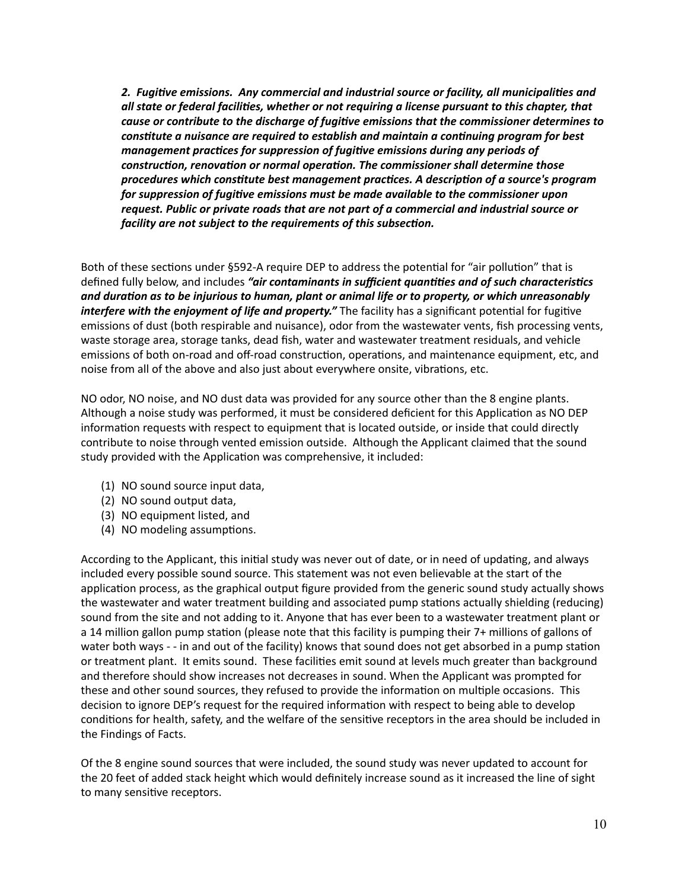***2. Fugitive emissions. Any commercial and industrial source or facility, all municipalities and all state or federal facilities, whether or not requiring a license pursuant to this chapter, that cause or contribute to the discharge of fugitive emissions that the commissioner determines to constitute a nuisance are required to establish and maintain a continuing program for best management practices for suppression of fugitive emissions during any periods of construction, renovation or normal operation. The commissioner shall determine those procedures which constitute best management practices. A description of a source's program for suppression of fugitive emissions must be made available to the commissioner upon request. Public or private roads that are not part of a commercial and industrial source or facility are not subject to the requirements of this subsection.***

Both of these sections under §592-A require DEP to address the potential for "air pollution" that is defined fully below, and includes ***"air contaminants in sufficient quantities and of such characteristics and duration as to be injurious to human, plant or animal life or to property, or which unreasonably interfere with the enjoyment of life and property."*** The facility has a significant potential for fugitive emissions of dust (both respirable and nuisance), odor from the wastewater vents, fish processing vents, waste storage area, storage tanks, dead fish, water and wastewater treatment residuals, and vehicle emissions of both on-road and off-road construction, operations, and maintenance equipment, etc, and noise from all of the above and also just about everywhere onsite, vibrations, etc.

NO odor, NO noise, and NO dust data was provided for any source other than the 8 engine plants. Although a noise study was performed, it must be considered deficient for this Application as NO DEP information requests with respect to equipment that is located outside, or inside that could directly contribute to noise through vented emission outside. Although the Applicant claimed that the sound study provided with the Application was comprehensive, it included:

(1) NO sound source input data,
(2) NO sound output data,
(3) NO equipment listed, and
(4) NO modeling assumptions.

According to the Applicant, this initial study was never out of date, or in need of updating, and always included every possible sound source. This statement was not even believable at the start of the application process, as the graphical output figure provided from the generic sound study actually shows the wastewater and water treatment building and associated pump stations actually shielding (reducing) sound from the site and not adding to it. Anyone that has ever been to a wastewater treatment plant or a 14 million gallon pump station (please note that this facility is pumping their 7+ millions of gallons of water both ways - - in and out of the facility) knows that sound does not get absorbed in a pump station or treatment plant. It emits sound. These facilities emit sound at levels much greater than background and therefore should show increases not decreases in sound. When the Applicant was prompted for these and other sound sources, they refused to provide the information on multiple occasions. This decision to ignore DEP's request for the required information with respect to being able to develop conditions for health, safety, and the welfare of the sensitive receptors in the area should be included in the Findings of Facts.

Of the 8 engine sound sources that were included, the sound study was never updated to account for the 20 feet of added stack height which would definitely increase sound as it increased the line of sight to many sensitive receptors.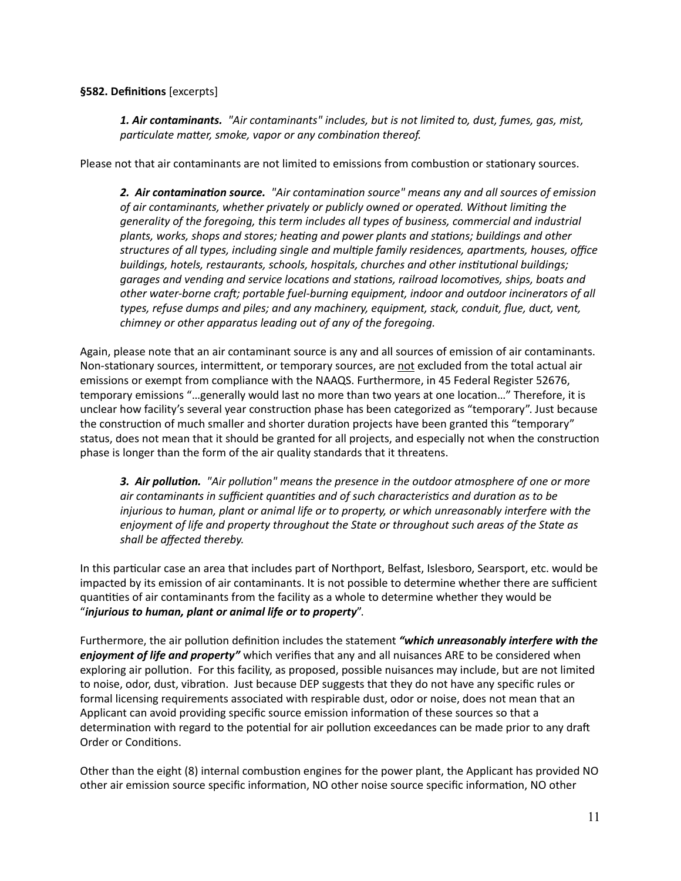**§582. Definitions** [excerpts]

> ***1. Air contaminants.*** *"Air contaminants" includes, but is not limited to, dust, fumes, gas, mist, particulate matter, smoke, vapor or any combination thereof.*

Please not that air contaminants are not limited to emissions from combustion or stationary sources.

> ***2. Air contamination source.*** *"Air contamination source" means any and all sources of emission of air contaminants, whether privately or publicly owned or operated. Without limiting the generality of the foregoing, this term includes all types of business, commercial and industrial plants, works, shops and stores; heating and power plants and stations; buildings and other structures of all types, including single and multiple family residences, apartments, houses, office buildings, hotels, restaurants, schools, hospitals, churches and other institutional buildings; garages and vending and service locations and stations, railroad locomotives, ships, boats and other water-borne craft; portable fuel-burning equipment, indoor and outdoor incinerators of all types, refuse dumps and piles; and any machinery, equipment, stack, conduit, flue, duct, vent, chimney or other apparatus leading out of any of the foregoing.*

Again, please note that an air contaminant source is any and all sources of emission of air contaminants. Non-stationary sources, intermittent, or temporary sources, are <u>not</u> excluded from the total actual air emissions or exempt from compliance with the NAAQS. Furthermore, in 45 Federal Register 52676, temporary emissions "…generally would last no more than two years at one location…" Therefore, it is unclear how facility's several year construction phase has been categorized as "temporary". Just because the construction of much smaller and shorter duration projects have been granted this "temporary" status, does not mean that it should be granted for all projects, and especially not when the construction phase is longer than the form of the air quality standards that it threatens.

> ***3. Air pollution.*** *"Air pollution" means the presence in the outdoor atmosphere of one or more air contaminants in sufficient quantities and of such characteristics and duration as to be injurious to human, plant or animal life or to property, or which unreasonably interfere with the enjoyment of life and property throughout the State or throughout such areas of the State as shall be affected thereby.*

In this particular case an area that includes part of Northport, Belfast, Islesboro, Searsport, etc. would be impacted by its emission of air contaminants. It is not possible to determine whether there are sufficient quantities of air contaminants from the facility as a whole to determine whether they would be "***injurious to human, plant or animal life or to property***".

Furthermore, the air pollution definition includes the statement ***"which unreasonably interfere with the enjoyment of life and property"*** which verifies that any and all nuisances ARE to be considered when exploring air pollution. For this facility, as proposed, possible nuisances may include, but are not limited to noise, odor, dust, vibration. Just because DEP suggests that they do not have any specific rules or formal licensing requirements associated with respirable dust, odor or noise, does not mean that an Applicant can avoid providing specific source emission information of these sources so that a determination with regard to the potential for air pollution exceedances can be made prior to any draft Order or Conditions.

Other than the eight (8) internal combustion engines for the power plant, the Applicant has provided NO other air emission source specific information, NO other noise source specific information, NO other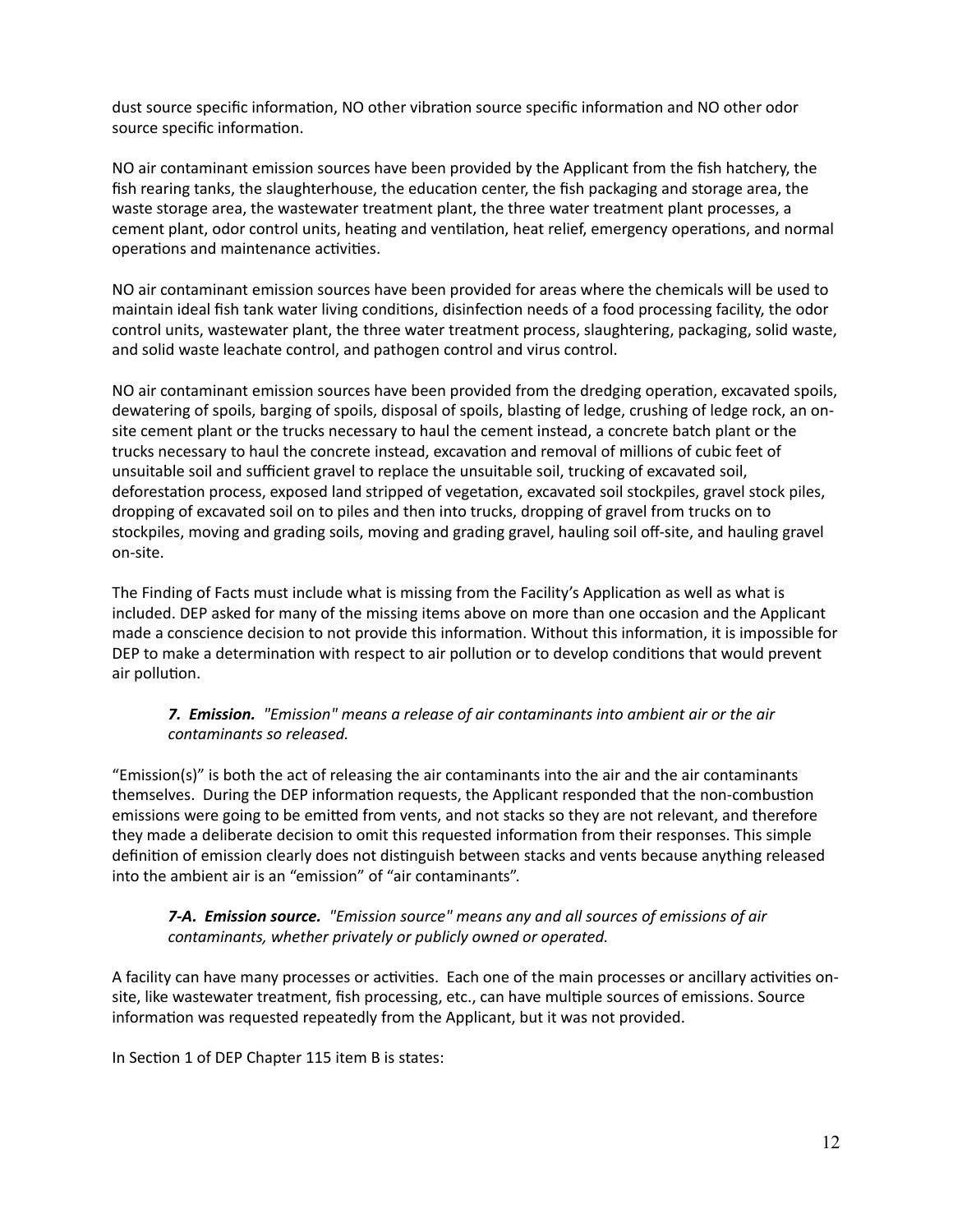dust source specific information, NO other vibration source specific information and NO other odor source specific information.

NO air contaminant emission sources have been provided by the Applicant from the fish hatchery, the fish rearing tanks, the slaughterhouse, the education center, the fish packaging and storage area, the waste storage area, the wastewater treatment plant, the three water treatment plant processes, a cement plant, odor control units, heating and ventilation, heat relief, emergency operations, and normal operations and maintenance activities.

NO air contaminant emission sources have been provided for areas where the chemicals will be used to maintain ideal fish tank water living conditions, disinfection needs of a food processing facility, the odor control units, wastewater plant, the three water treatment process, slaughtering, packaging, solid waste, and solid waste leachate control, and pathogen control and virus control.

NO air contaminant emission sources have been provided from the dredging operation, excavated spoils, dewatering of spoils, barging of spoils, disposal of spoils, blasting of ledge, crushing of ledge rock, an on-site cement plant or the trucks necessary to haul the cement instead, a concrete batch plant or the trucks necessary to haul the concrete instead, excavation and removal of millions of cubic feet of unsuitable soil and sufficient gravel to replace the unsuitable soil, trucking of excavated soil, deforestation process, exposed land stripped of vegetation, excavated soil stockpiles, gravel stock piles, dropping of excavated soil on to piles and then into trucks, dropping of gravel from trucks on to stockpiles, moving and grading soils, moving and grading gravel, hauling soil off-site, and hauling gravel on-site.

The Finding of Facts must include what is missing from the Facility's Application as well as what is included. DEP asked for many of the missing items above on more than one occasion and the Applicant made a conscience decision to not provide this information. Without this information, it is impossible for DEP to make a determination with respect to air pollution or to develop conditions that would prevent air pollution.

> ***7. Emission.*** *"Emission" means a release of air contaminants into ambient air or the air contaminants so released.*

"Emission(s)" is both the act of releasing the air contaminants into the air and the air contaminants themselves. During the DEP information requests, the Applicant responded that the non-combustion emissions were going to be emitted from vents, and not stacks so they are not relevant, and therefore they made a deliberate decision to omit this requested information from their responses. This simple definition of emission clearly does not distinguish between stacks and vents because anything released into the ambient air is an "emission" of "air contaminants".

> ***7-A. Emission source.*** *"Emission source" means any and all sources of emissions of air contaminants, whether privately or publicly owned or operated.*

A facility can have many processes or activities. Each one of the main processes or ancillary activities on-site, like wastewater treatment, fish processing, etc., can have multiple sources of emissions. Source information was requested repeatedly from the Applicant, but it was not provided.

In Section 1 of DEP Chapter 115 item B is states: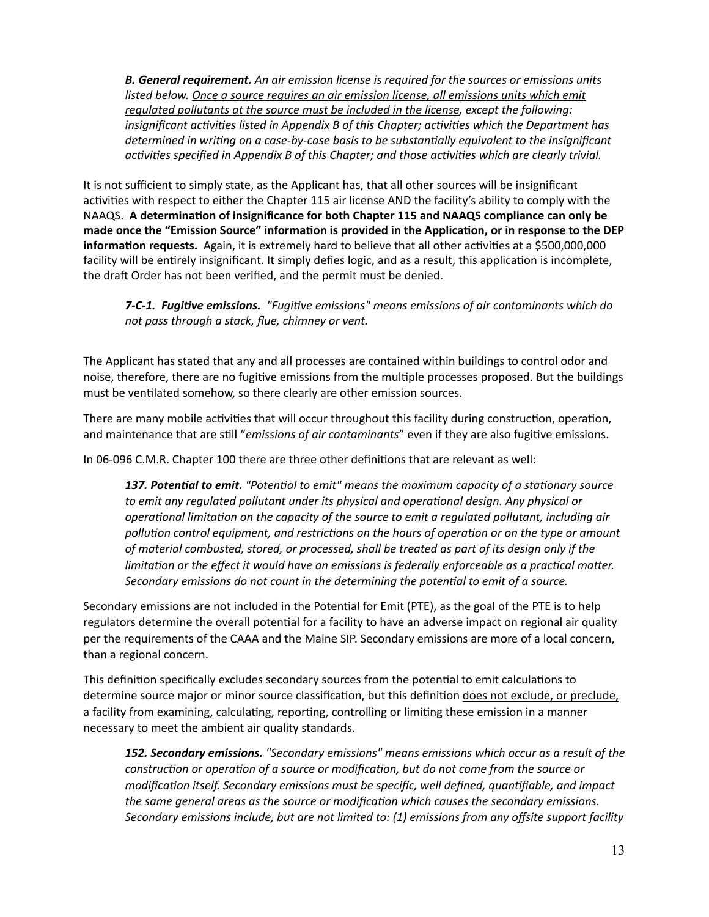> ***B. General requirement.*** *An air emission license is required for the sources or emissions units listed below. <u>Once a source requires an air emission license, all emissions units which emit regulated pollutants at the source must be included in the license</u>, except the following: insignificant activities listed in Appendix B of this Chapter; activities which the Department has determined in writing on a case-by-case basis to be substantially equivalent to the insignificant activities specified in Appendix B of this Chapter; and those activities which are clearly trivial.*

It is not sufficient to simply state, as the Applicant has, that all other sources will be insignificant activities with respect to either the Chapter 115 air license AND the facility's ability to comply with the NAAQS. **A determination of insignificance for both Chapter 115 and NAAQS compliance can only be made once the "Emission Source" information is provided in the Application, or in response to the DEP information requests.** Again, it is extremely hard to believe that all other activities at a $500,000,000 facility will be entirely insignificant. It simply defies logic, and as a result, this application is incomplete, the draft Order has not been verified, and the permit must be denied.

> ***7-C-1. Fugitive emissions.*** *"Fugitive emissions" means emissions of air contaminants which do not pass through a stack, flue, chimney or vent.*

The Applicant has stated that any and all processes are contained within buildings to control odor and noise, therefore, there are no fugitive emissions from the multiple processes proposed. But the buildings must be ventilated somehow, so there clearly are other emission sources.

There are many mobile activities that will occur throughout this facility during construction, operation, and maintenance that are still "*emissions of air contaminants*" even if they are also fugitive emissions.

In 06-096 C.M.R. Chapter 100 there are three other definitions that are relevant as well:

> ***137. Potential to emit.*** *"Potential to emit" means the maximum capacity of a stationary source to emit any regulated pollutant under its physical and operational design. Any physical or operational limitation on the capacity of the source to emit a regulated pollutant, including air pollution control equipment, and restrictions on the hours of operation or on the type or amount of material combusted, stored, or processed, shall be treated as part of its design only if the limitation or the effect it would have on emissions is federally enforceable as a practical matter. Secondary emissions do not count in the determining the potential to emit of a source.*

Secondary emissions are not included in the Potential for Emit (PTE), as the goal of the PTE is to help regulators determine the overall potential for a facility to have an adverse impact on regional air quality per the requirements of the CAAA and the Maine SIP. Secondary emissions are more of a local concern, than a regional concern.

This definition specifically excludes secondary sources from the potential to emit calculations to determine source major or minor source classification, but this definition <u>does not exclude, or preclude,</u> a facility from examining, calculating, reporting, controlling or limiting these emission in a manner necessary to meet the ambient air quality standards.

> ***152. Secondary emissions.*** *"Secondary emissions" means emissions which occur as a result of the construction or operation of a source or modification, but do not come from the source or modification itself. Secondary emissions must be specific, well defined, quantifiable, and impact the same general areas as the source or modification which causes the secondary emissions. Secondary emissions include, but are not limited to: (1) emissions from any offsite support facility*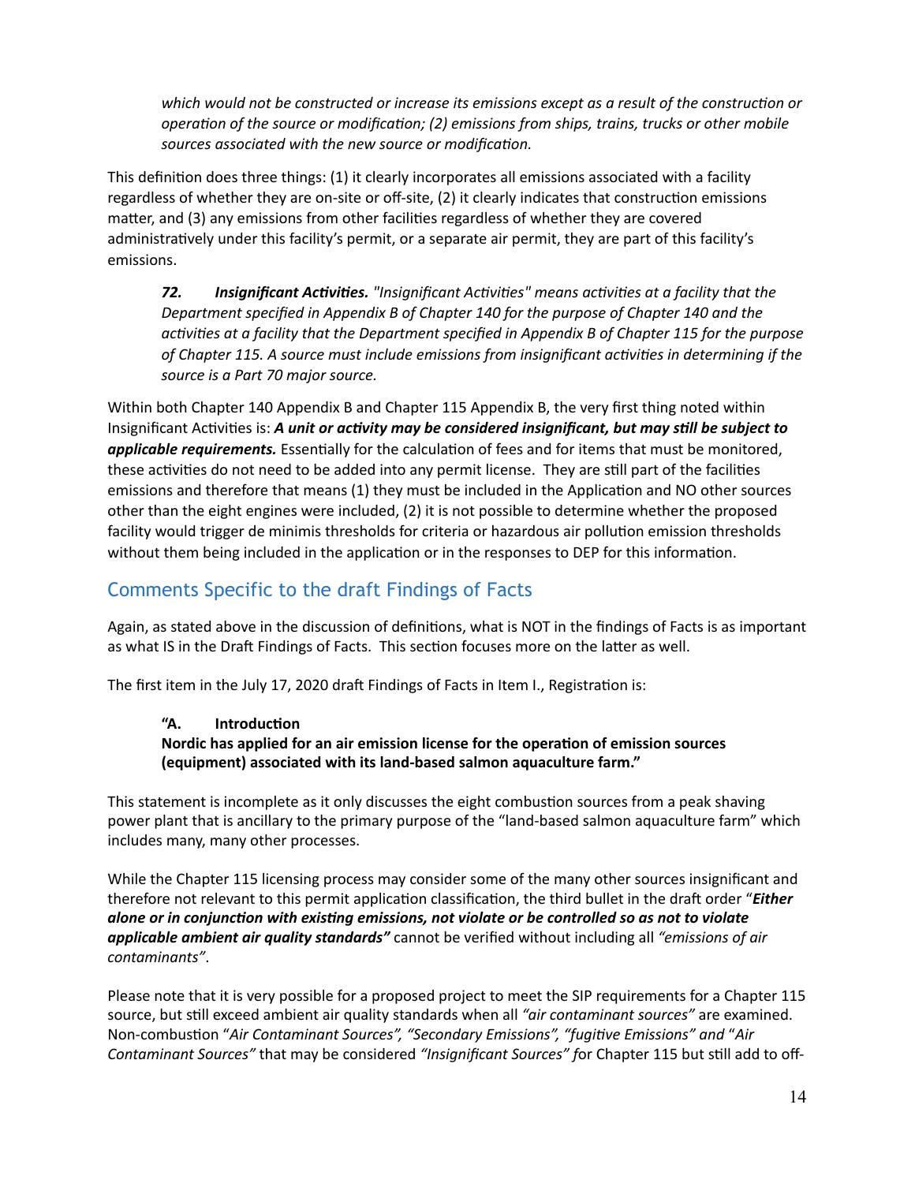*which would not be constructed or increase its emissions except as a result of the construction or operation of the source or modification; (2) emissions from ships, trains, trucks or other mobile sources associated with the new source or modification.*

This definition does three things: (1) it clearly incorporates all emissions associated with a facility regardless of whether they are on-site or off-site, (2) it clearly indicates that construction emissions matter, and (3) any emissions from other facilities regardless of whether they are covered administratively under this facility's permit, or a separate air permit, they are part of this facility's emissions.

> ***72. Insignificant Activities.*** *"Insignificant Activities" means activities at a facility that the Department specified in Appendix B of Chapter 140 for the purpose of Chapter 140 and the activities at a facility that the Department specified in Appendix B of Chapter 115 for the purpose of Chapter 115. A source must include emissions from insignificant activities in determining if the source is a Part 70 major source.*

Within both Chapter 140 Appendix B and Chapter 115 Appendix B, the very first thing noted within Insignificant Activities is: ***A unit or activity may be considered insignificant, but may still be subject to applicable requirements.*** Essentially for the calculation of fees and for items that must be monitored, these activities do not need to be added into any permit license. They are still part of the facilities emissions and therefore that means (1) they must be included in the Application and NO other sources other than the eight engines were included, (2) it is not possible to determine whether the proposed facility would trigger de minimis thresholds for criteria or hazardous air pollution emission thresholds without them being included in the application or in the responses to DEP for this information.

## Comments Specific to the draft Findings of Facts

Again, as stated above in the discussion of definitions, what is NOT in the findings of Facts is as important as what IS in the Draft Findings of Facts. This section focuses more on the latter as well.

The first item in the July 17, 2020 draft Findings of Facts in Item I., Registration is:

> **"A. Introduction**
> **Nordic has applied for an air emission license for the operation of emission sources (equipment) associated with its land-based salmon aquaculture farm."**

This statement is incomplete as it only discusses the eight combustion sources from a peak shaving power plant that is ancillary to the primary purpose of the "land-based salmon aquaculture farm" which includes many, many other processes.

While the Chapter 115 licensing process may consider some of the many other sources insignificant and therefore not relevant to this permit application classification, the third bullet in the draft order "***Either alone or in conjunction with existing emissions, not violate or be controlled so as not to violate applicable ambient air quality standards"*** cannot be verified without including all *"emissions of air contaminants"*.

Please note that it is very possible for a proposed project to meet the SIP requirements for a Chapter 115 source, but still exceed ambient air quality standards when all *"air contaminant sources"* are examined. Non-combustion "*Air Contaminant Sources", "Secondary Emissions", "fugitive Emissions" and* "*Air Contaminant Sources"* that may be considered *"Insignificant Sources" f*or Chapter 115 but still add to off-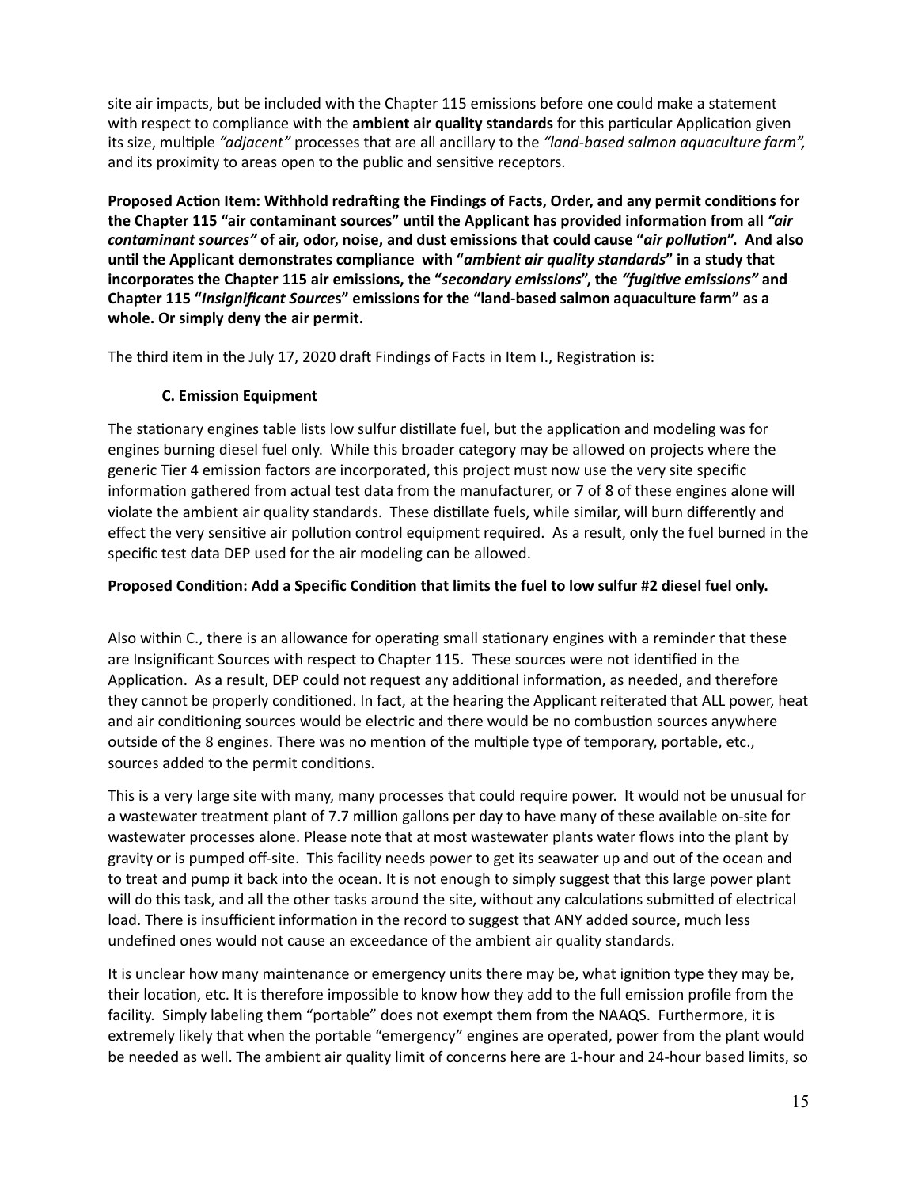site air impacts, but be included with the Chapter 115 emissions before one could make a statement with respect to compliance with the **ambient air quality standards** for this particular Application given its size, multiple *"adjacent"* processes that are all ancillary to the *"land-based salmon aquaculture farm",* and its proximity to areas open to the public and sensitive receptors.

**Proposed Action Item: Withhold redrafting the Findings of Facts, Order, and any permit conditions for the Chapter 115 "air contaminant sources" until the Applicant has provided information from all *"air contaminant sources"* of air, odor, noise, and dust emissions that could cause "*air pollution*". And also until the Applicant demonstrates compliance with "*ambient air quality standards*" in a study that incorporates the Chapter 115 air emissions, the "*secondary emissions*", the *"fugitive emissions"* and Chapter 115 "*Insignificant Sources*" emissions for the "land-based salmon aquaculture farm" as a whole. Or simply deny the air permit.**

The third item in the July 17, 2020 draft Findings of Facts in Item I., Registration is:

**C. Emission Equipment**

The stationary engines table lists low sulfur distillate fuel, but the application and modeling was for engines burning diesel fuel only. While this broader category may be allowed on projects where the generic Tier 4 emission factors are incorporated, this project must now use the very site specific information gathered from actual test data from the manufacturer, or 7 of 8 of these engines alone will violate the ambient air quality standards. These distillate fuels, while similar, will burn differently and effect the very sensitive air pollution control equipment required. As a result, only the fuel burned in the specific test data DEP used for the air modeling can be allowed.

**Proposed Condition: Add a Specific Condition that limits the fuel to low sulfur #2 diesel fuel only.**

Also within C., there is an allowance for operating small stationary engines with a reminder that these are Insignificant Sources with respect to Chapter 115. These sources were not identified in the Application. As a result, DEP could not request any additional information, as needed, and therefore they cannot be properly conditioned. In fact, at the hearing the Applicant reiterated that ALL power, heat and air conditioning sources would be electric and there would be no combustion sources anywhere outside of the 8 engines. There was no mention of the multiple type of temporary, portable, etc., sources added to the permit conditions.

This is a very large site with many, many processes that could require power. It would not be unusual for a wastewater treatment plant of 7.7 million gallons per day to have many of these available on-site for wastewater processes alone. Please note that at most wastewater plants water flows into the plant by gravity or is pumped off-site. This facility needs power to get its seawater up and out of the ocean and to treat and pump it back into the ocean. It is not enough to simply suggest that this large power plant will do this task, and all the other tasks around the site, without any calculations submitted of electrical load. There is insufficient information in the record to suggest that ANY added source, much less undefined ones would not cause an exceedance of the ambient air quality standards.

It is unclear how many maintenance or emergency units there may be, what ignition type they may be, their location, etc. It is therefore impossible to know how they add to the full emission profile from the facility. Simply labeling them "portable" does not exempt them from the NAAQS. Furthermore, it is extremely likely that when the portable "emergency" engines are operated, power from the plant would be needed as well. The ambient air quality limit of concerns here are 1-hour and 24-hour based limits, so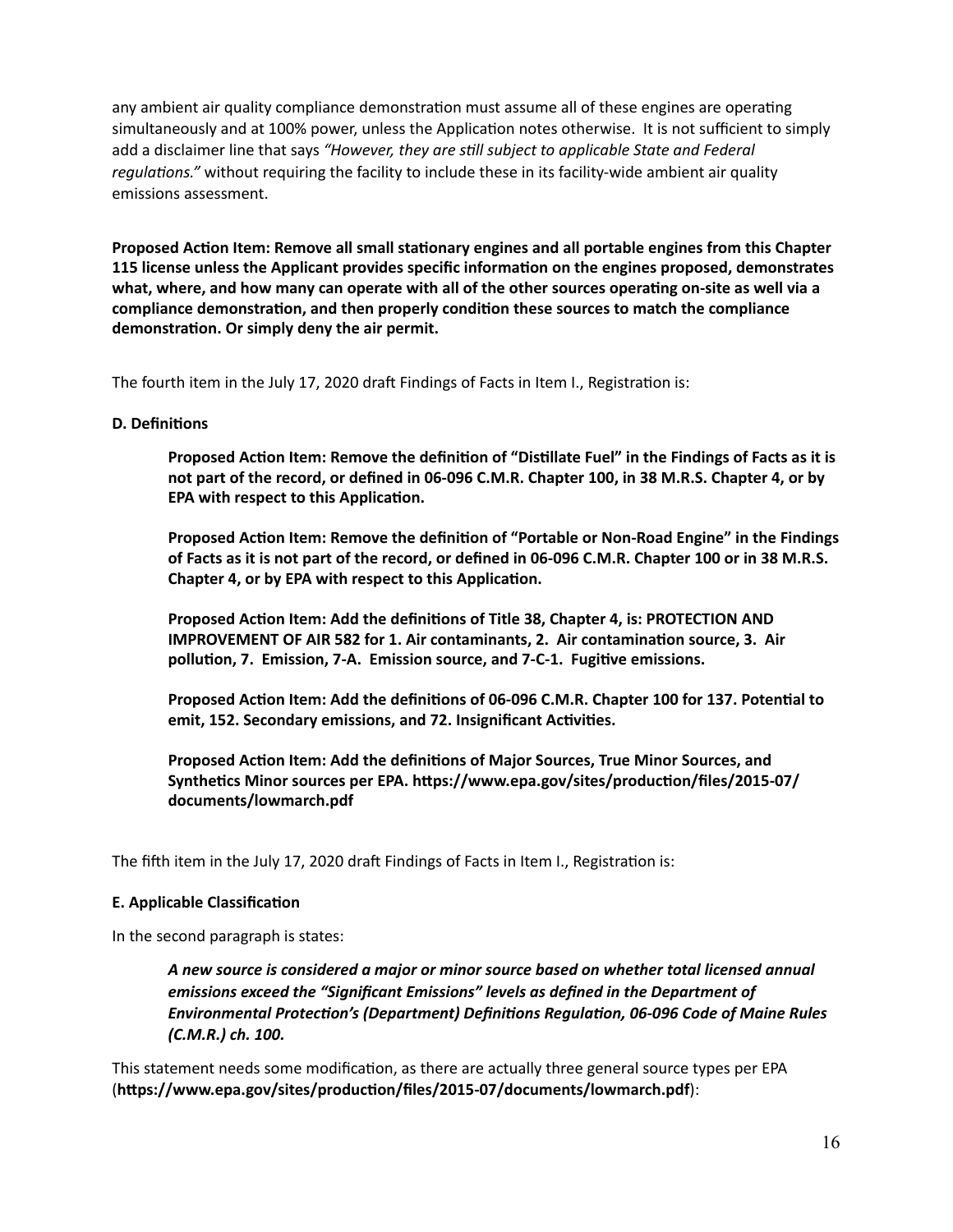any ambient air quality compliance demonstration must assume all of these engines are operating simultaneously and at 100% power, unless the Application notes otherwise. It is not sufficient to simply add a disclaimer line that says *"However, they are still subject to applicable State and Federal regulations."* without requiring the facility to include these in its facility-wide ambient air quality emissions assessment.

**Proposed Action Item: Remove all small stationary engines and all portable engines from this Chapter 115 license unless the Applicant provides specific information on the engines proposed, demonstrates what, where, and how many can operate with all of the other sources operating on-site as well via a compliance demonstration, and then properly condition these sources to match the compliance demonstration. Or simply deny the air permit.**

The fourth item in the July 17, 2020 draft Findings of Facts in Item I., Registration is:

**D. Definitions**

> **Proposed Action Item: Remove the definition of "Distillate Fuel" in the Findings of Facts as it is not part of the record, or defined in 06-096 C.M.R. Chapter 100, in 38 M.R.S. Chapter 4, or by EPA with respect to this Application.**
>
> **Proposed Action Item: Remove the definition of "Portable or Non-Road Engine" in the Findings of Facts as it is not part of the record, or defined in 06-096 C.M.R. Chapter 100 or in 38 M.R.S. Chapter 4, or by EPA with respect to this Application.**
>
> **Proposed Action Item: Add the definitions of Title 38, Chapter 4, is: PROTECTION AND IMPROVEMENT OF AIR 582 for 1. Air contaminants, 2. Air contamination source, 3. Air pollution, 7. Emission, 7-A. Emission source, and 7-C-1. Fugitive emissions.**
>
> **Proposed Action Item: Add the definitions of 06-096 C.M.R. Chapter 100 for 137. Potential to emit, 152. Secondary emissions, and 72. Insignificant Activities.**
>
> **Proposed Action Item: Add the definitions of Major Sources, True Minor Sources, and Synthetics Minor sources per EPA. https://www.epa.gov/sites/production/files/2015-07/documents/lowmarch.pdf**

The fifth item in the July 17, 2020 draft Findings of Facts in Item I., Registration is:

**E. Applicable Classification**

In the second paragraph is states:

> ***A new source is considered a major or minor source based on whether total licensed annual emissions exceed the "Significant Emissions" levels as defined in the Department of Environmental Protection's (Department) Definitions Regulation, 06-096 Code of Maine Rules (C.M.R.) ch. 100.***

This statement needs some modification, as there are actually three general source types per EPA (**https://www.epa.gov/sites/production/files/2015-07/documents/lowmarch.pdf**):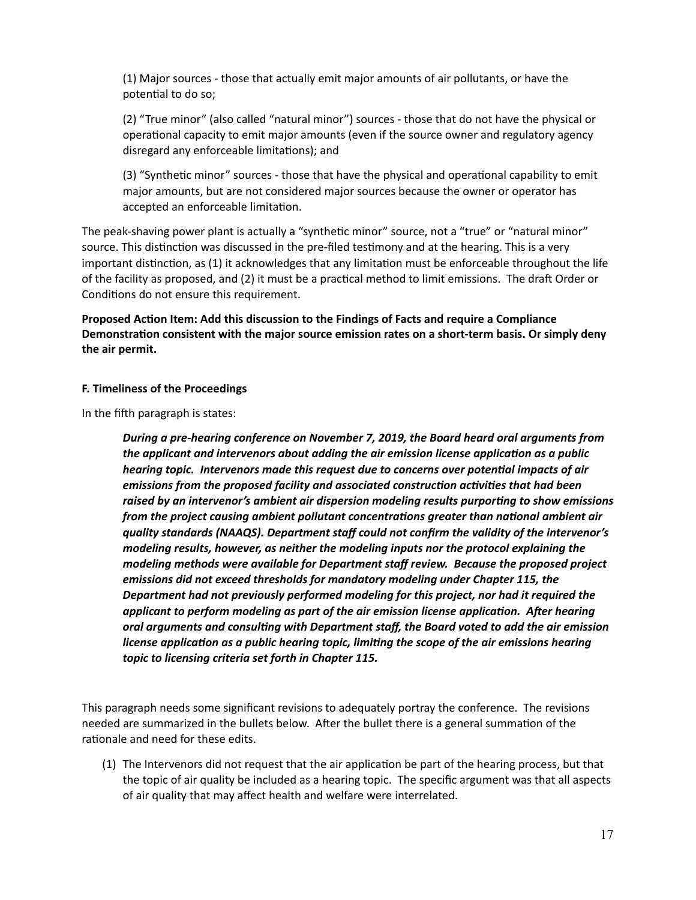(1) Major sources - those that actually emit major amounts of air pollutants, or have the potential to do so;

(2) "True minor" (also called "natural minor") sources - those that do not have the physical or operational capacity to emit major amounts (even if the source owner and regulatory agency disregard any enforceable limitations); and

(3) "Synthetic minor" sources - those that have the physical and operational capability to emit major amounts, but are not considered major sources because the owner or operator has accepted an enforceable limitation.

The peak-shaving power plant is actually a "synthetic minor" source, not a "true" or "natural minor" source. This distinction was discussed in the pre-filed testimony and at the hearing. This is a very important distinction, as (1) it acknowledges that any limitation must be enforceable throughout the life of the facility as proposed, and (2) it must be a practical method to limit emissions. The draft Order or Conditions do not ensure this requirement.

**Proposed Action Item: Add this discussion to the Findings of Facts and require a Compliance Demonstration consistent with the major source emission rates on a short-term basis. Or simply deny the air permit.**

**F. Timeliness of the Proceedings**

In the fifth paragraph is states:

> ***During a pre-hearing conference on November 7, 2019, the Board heard oral arguments from the applicant and intervenors about adding the air emission license application as a public hearing topic. Intervenors made this request due to concerns over potential impacts of air emissions from the proposed facility and associated construction activities that had been raised by an intervenor's ambient air dispersion modeling results purporting to show emissions from the project causing ambient pollutant concentrations greater than national ambient air quality standards (NAAQS). Department staff could not confirm the validity of the intervenor's modeling results, however, as neither the modeling inputs nor the protocol explaining the modeling methods were available for Department staff review. Because the proposed project emissions did not exceed thresholds for mandatory modeling under Chapter 115, the Department had not previously performed modeling for this project, nor had it required the applicant to perform modeling as part of the air emission license application. After hearing oral arguments and consulting with Department staff, the Board voted to add the air emission license application as a public hearing topic, limiting the scope of the air emissions hearing topic to licensing criteria set forth in Chapter 115.***

This paragraph needs some significant revisions to adequately portray the conference. The revisions needed are summarized in the bullets below. After the bullet there is a general summation of the rationale and need for these edits.

(1) The Intervenors did not request that the air application be part of the hearing process, but that the topic of air quality be included as a hearing topic. The specific argument was that all aspects of air quality that may affect health and welfare were interrelated.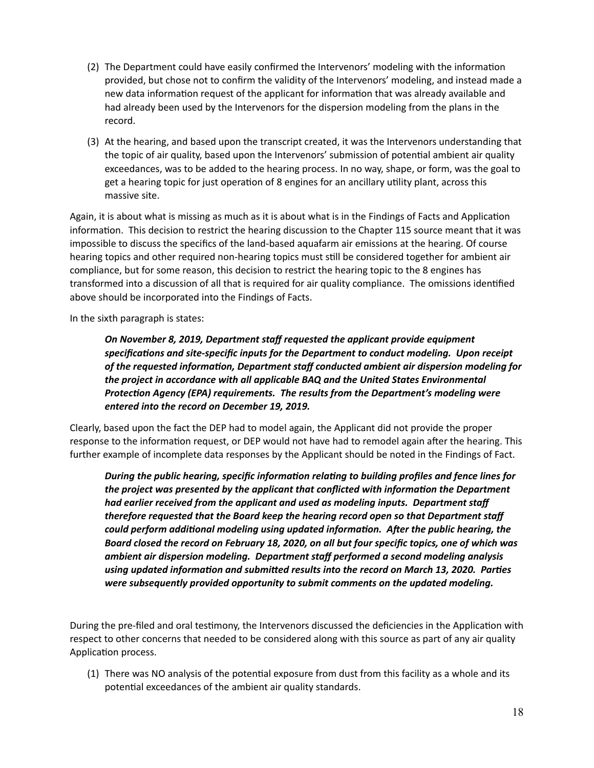(2) The Department could have easily confirmed the Intervenors' modeling with the information provided, but chose not to confirm the validity of the Intervenors' modeling, and instead made a new data information request of the applicant for information that was already available and had already been used by the Intervenors for the dispersion modeling from the plans in the record.

(3) At the hearing, and based upon the transcript created, it was the Intervenors understanding that the topic of air quality, based upon the Intervenors' submission of potential ambient air quality exceedances, was to be added to the hearing process. In no way, shape, or form, was the goal to get a hearing topic for just operation of 8 engines for an ancillary utility plant, across this massive site.

Again, it is about what is missing as much as it is about what is in the Findings of Facts and Application information. This decision to restrict the hearing discussion to the Chapter 115 source meant that it was impossible to discuss the specifics of the land-based aquafarm air emissions at the hearing. Of course hearing topics and other required non-hearing topics must still be considered together for ambient air compliance, but for some reason, this decision to restrict the hearing topic to the 8 engines has transformed into a discussion of all that is required for air quality compliance. The omissions identified above should be incorporated into the Findings of Facts.

In the sixth paragraph is states:

> ***On November 8, 2019, Department staff requested the applicant provide equipment specifications and site-specific inputs for the Department to conduct modeling. Upon receipt of the requested information, Department staff conducted ambient air dispersion modeling for the project in accordance with all applicable BAQ and the United States Environmental Protection Agency (EPA) requirements. The results from the Department's modeling were entered into the record on December 19, 2019.***

Clearly, based upon the fact the DEP had to model again, the Applicant did not provide the proper response to the information request, or DEP would not have had to remodel again after the hearing. This further example of incomplete data responses by the Applicant should be noted in the Findings of Fact.

> ***During the public hearing, specific information relating to building profiles and fence lines for the project was presented by the applicant that conflicted with information the Department had earlier received from the applicant and used as modeling inputs. Department staff therefore requested that the Board keep the hearing record open so that Department staff could perform additional modeling using updated information. After the public hearing, the Board closed the record on February 18, 2020, on all but four specific topics, one of which was ambient air dispersion modeling. Department staff performed a second modeling analysis using updated information and submitted results into the record on March 13, 2020. Parties were subsequently provided opportunity to submit comments on the updated modeling.***

During the pre-filed and oral testimony, the Intervenors discussed the deficiencies in the Application with respect to other concerns that needed to be considered along with this source as part of any air quality Application process.

(1) There was NO analysis of the potential exposure from dust from this facility as a whole and its potential exceedances of the ambient air quality standards.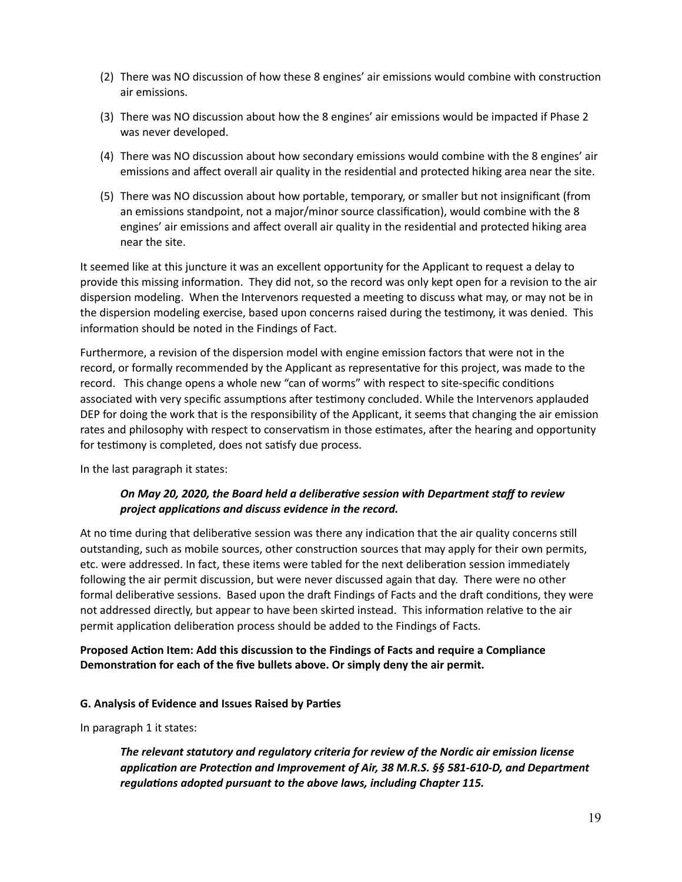(2) There was NO discussion of how these 8 engines' air emissions would combine with construction air emissions.

(3) There was NO discussion about how the 8 engines' air emissions would be impacted if Phase 2 was never developed.

(4) There was NO discussion about how secondary emissions would combine with the 8 engines' air emissions and affect overall air quality in the residential and protected hiking area near the site.

(5) There was NO discussion about how portable, temporary, or smaller but not insignificant (from an emissions standpoint, not a major/minor source classification), would combine with the 8 engines' air emissions and affect overall air quality in the residential and protected hiking area near the site.

It seemed like at this juncture it was an excellent opportunity for the Applicant to request a delay to provide this missing information. They did not, so the record was only kept open for a revision to the air dispersion modeling. When the Intervenors requested a meeting to discuss what may, or may not be in the dispersion modeling exercise, based upon concerns raised during the testimony, it was denied. This information should be noted in the Findings of Fact.

Furthermore, a revision of the dispersion model with engine emission factors that were not in the record, or formally recommended by the Applicant as representative for this project, was made to the record. This change opens a whole new "can of worms" with respect to site-specific conditions associated with very specific assumptions after testimony concluded. While the Intervenors applauded DEP for doing the work that is the responsibility of the Applicant, it seems that changing the air emission rates and philosophy with respect to conservatism in those estimates, after the hearing and opportunity for testimony is completed, does not satisfy due process.

In the last paragraph it states:

> ***On May 20, 2020, the Board held a deliberative session with Department staff to review project applications and discuss evidence in the record.***

At no time during that deliberative session was there any indication that the air quality concerns still outstanding, such as mobile sources, other construction sources that may apply for their own permits, etc. were addressed. In fact, these items were tabled for the next deliberation session immediately following the air permit discussion, but were never discussed again that day. There were no other formal deliberative sessions. Based upon the draft Findings of Facts and the draft conditions, they were not addressed directly, but appear to have been skirted instead. This information relative to the air permit application deliberation process should be added to the Findings of Facts.

**Proposed Action Item: Add this discussion to the Findings of Facts and require a Compliance Demonstration for each of the five bullets above. Or simply deny the air permit.**

**G. Analysis of Evidence and Issues Raised by Parties**

In paragraph 1 it states:

> ***The relevant statutory and regulatory criteria for review of the Nordic air emission license application are Protection and Improvement of Air, 38 M.R.S. §§ 581-610-D, and Department regulations adopted pursuant to the above laws, including Chapter 115.***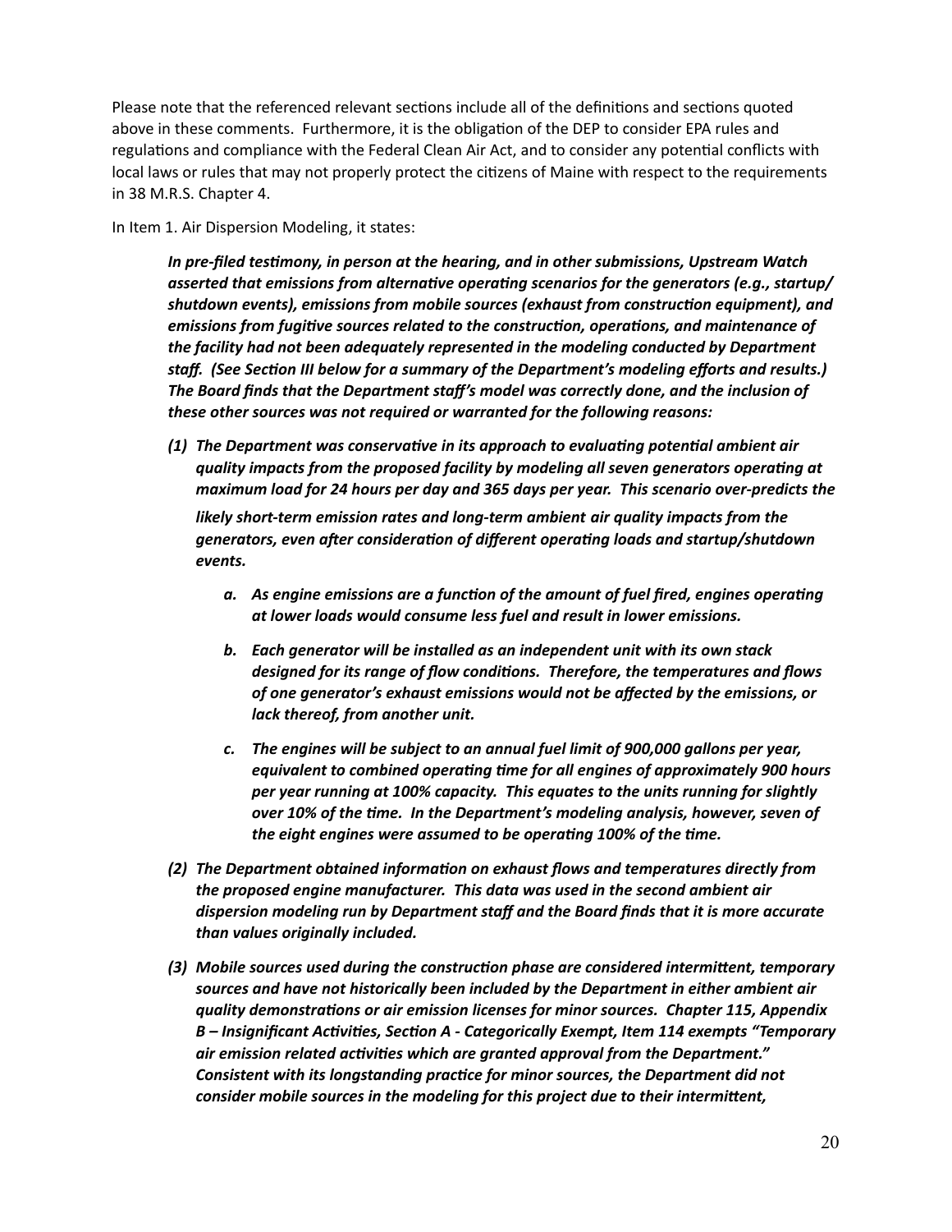Please note that the referenced relevant sections include all of the definitions and sections quoted above in these comments. Furthermore, it is the obligation of the DEP to consider EPA rules and regulations and compliance with the Federal Clean Air Act, and to consider any potential conflicts with local laws or rules that may not properly protect the citizens of Maine with respect to the requirements in 38 M.R.S. Chapter 4.

In Item 1. Air Dispersion Modeling, it states:

> ***In pre-filed testimony, in person at the hearing, and in other submissions, Upstream Watch asserted that emissions from alternative operating scenarios for the generators (e.g., startup/shutdown events), emissions from mobile sources (exhaust from construction equipment), and emissions from fugitive sources related to the construction, operations, and maintenance of the facility had not been adequately represented in the modeling conducted by Department staff. (See Section III below for a summary of the Department's modeling efforts and results.) The Board finds that the Department staff's model was correctly done, and the inclusion of these other sources was not required or warranted for the following reasons:***
>
> ***(1) The Department was conservative in its approach to evaluating potential ambient air quality impacts from the proposed facility by modeling all seven generators operating at maximum load for 24 hours per day and 365 days per year. This scenario over-predicts the likely short-term emission rates and long-term ambient air quality impacts from the generators, even after consideration of different operating loads and startup/shutdown events.***
>
> > ***a. As engine emissions are a function of the amount of fuel fired, engines operating at lower loads would consume less fuel and result in lower emissions.***
> >
> > ***b. Each generator will be installed as an independent unit with its own stack designed for its range of flow conditions. Therefore, the temperatures and flows of one generator's exhaust emissions would not be affected by the emissions, or lack thereof, from another unit.***
> >
> > ***c. The engines will be subject to an annual fuel limit of 900,000 gallons per year, equivalent to combined operating time for all engines of approximately 900 hours per year running at 100% capacity. This equates to the units running for slightly over 10% of the time. In the Department's modeling analysis, however, seven of the eight engines were assumed to be operating 100% of the time.***
>
> ***(2) The Department obtained information on exhaust flows and temperatures directly from the proposed engine manufacturer. This data was used in the second ambient air dispersion modeling run by Department staff and the Board finds that it is more accurate than values originally included.***
>
> ***(3) Mobile sources used during the construction phase are considered intermittent, temporary sources and have not historically been included by the Department in either ambient air quality demonstrations or air emission licenses for minor sources. Chapter 115, Appendix B – Insignificant Activities, Section A - Categorically Exempt, Item 114 exempts "Temporary air emission related activities which are granted approval from the Department." Consistent with its longstanding practice for minor sources, the Department did not consider mobile sources in the modeling for this project due to their intermittent,***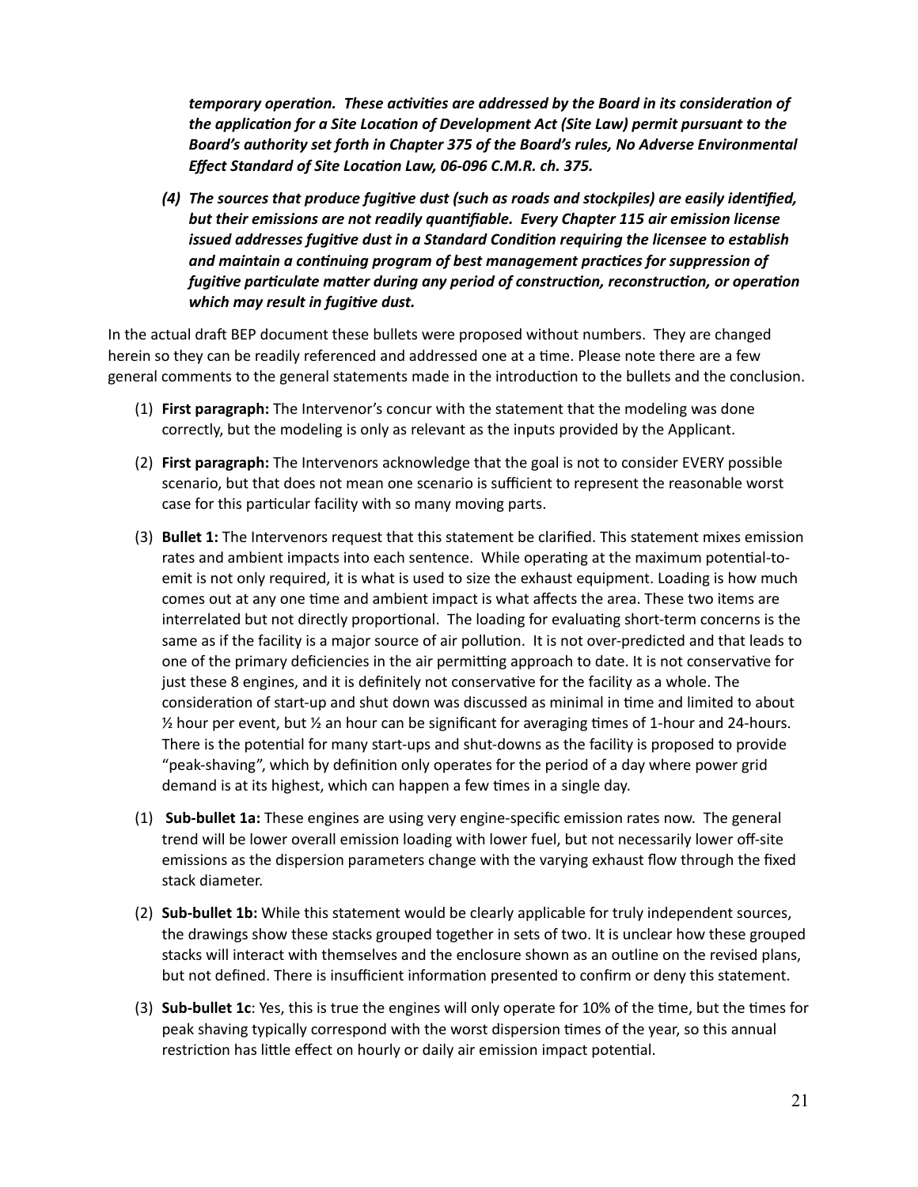***temporary operation. These activities are addressed by the Board in its consideration of the application for a Site Location of Development Act (Site Law) permit pursuant to the Board's authority set forth in Chapter 375 of the Board's rules, No Adverse Environmental Effect Standard of Site Location Law, 06-096 C.M.R. ch. 375.***

***(4) The sources that produce fugitive dust (such as roads and stockpiles) are easily identified, but their emissions are not readily quantifiable. Every Chapter 115 air emission license issued addresses fugitive dust in a Standard Condition requiring the licensee to establish and maintain a continuing program of best management practices for suppression of fugitive particulate matter during any period of construction, reconstruction, or operation which may result in fugitive dust.***

In the actual draft BEP document these bullets were proposed without numbers. They are changed herein so they can be readily referenced and addressed one at a time. Please note there are a few general comments to the general statements made in the introduction to the bullets and the conclusion.

(1) **First paragraph:** The Intervenor's concur with the statement that the modeling was done correctly, but the modeling is only as relevant as the inputs provided by the Applicant.

(2) **First paragraph:** The Intervenors acknowledge that the goal is not to consider EVERY possible scenario, but that does not mean one scenario is sufficient to represent the reasonable worst case for this particular facility with so many moving parts.

(3) **Bullet 1:** The Intervenors request that this statement be clarified. This statement mixes emission rates and ambient impacts into each sentence. While operating at the maximum potential-to-emit is not only required, it is what is used to size the exhaust equipment. Loading is how much comes out at any one time and ambient impact is what affects the area. These two items are interrelated but not directly proportional. The loading for evaluating short-term concerns is the same as if the facility is a major source of air pollution. It is not over-predicted and that leads to one of the primary deficiencies in the air permitting approach to date. It is not conservative for just these 8 engines, and it is definitely not conservative for the facility as a whole. The consideration of start-up and shut down was discussed as minimal in time and limited to about ½ hour per event, but ½ an hour can be significant for averaging times of 1-hour and 24-hours. There is the potential for many start-ups and shut-downs as the facility is proposed to provide "peak-shaving", which by definition only operates for the period of a day where power grid demand is at its highest, which can happen a few times in a single day.

(1) **Sub-bullet 1a:** These engines are using very engine-specific emission rates now. The general trend will be lower overall emission loading with lower fuel, but not necessarily lower off-site emissions as the dispersion parameters change with the varying exhaust flow through the fixed stack diameter.

(2) **Sub-bullet 1b:** While this statement would be clearly applicable for truly independent sources, the drawings show these stacks grouped together in sets of two. It is unclear how these grouped stacks will interact with themselves and the enclosure shown as an outline on the revised plans, but not defined. There is insufficient information presented to confirm or deny this statement.

(3) **Sub-bullet 1c**: Yes, this is true the engines will only operate for 10% of the time, but the times for peak shaving typically correspond with the worst dispersion times of the year, so this annual restriction has little effect on hourly or daily air emission impact potential.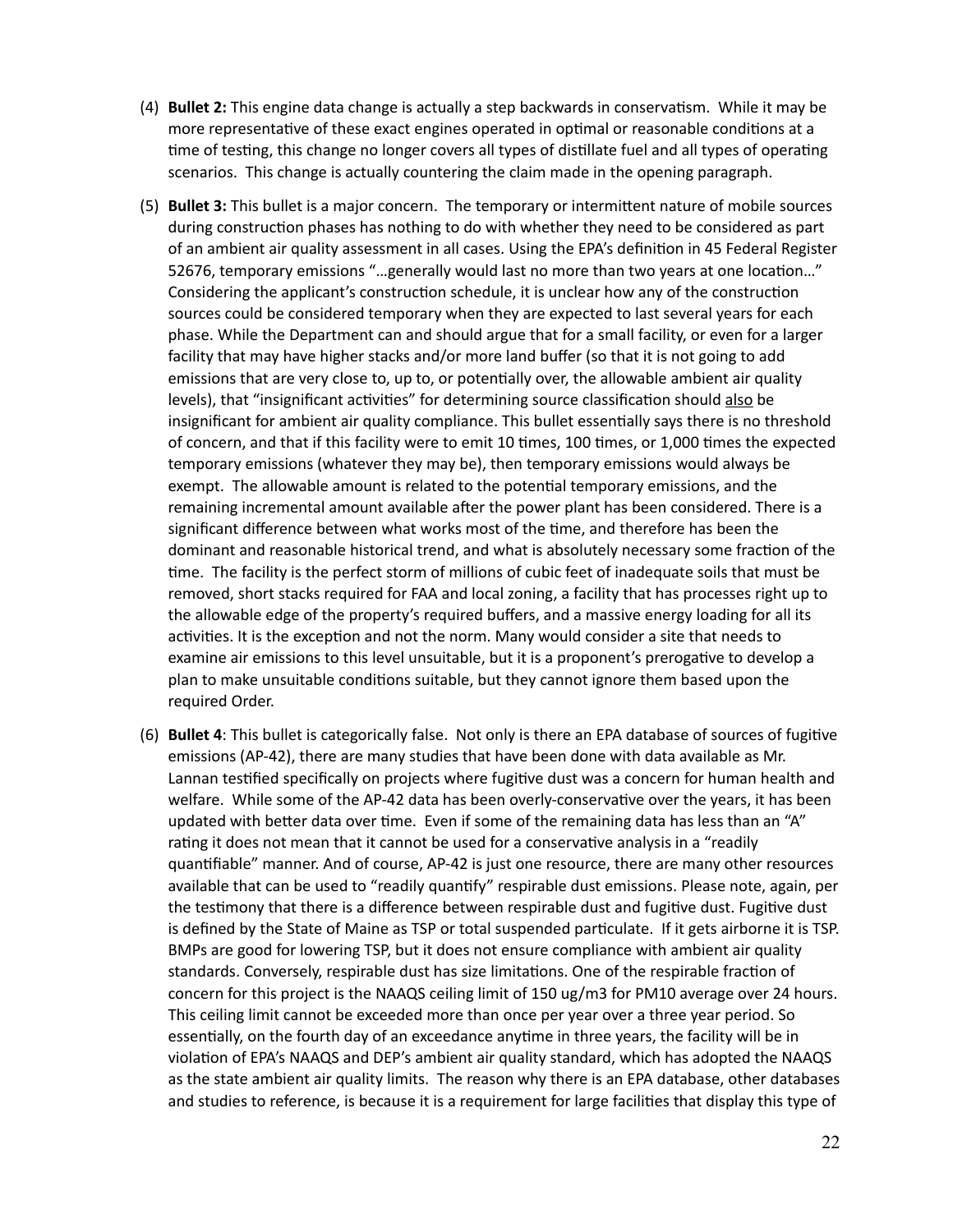(4) **Bullet 2:** This engine data change is actually a step backwards in conservatism. While it may be more representative of these exact engines operated in optimal or reasonable conditions at a time of testing, this change no longer covers all types of distillate fuel and all types of operating scenarios. This change is actually countering the claim made in the opening paragraph.

(5) **Bullet 3:** This bullet is a major concern. The temporary or intermittent nature of mobile sources during construction phases has nothing to do with whether they need to be considered as part of an ambient air quality assessment in all cases. Using the EPA's definition in 45 Federal Register 52676, temporary emissions "…generally would last no more than two years at one location…" Considering the applicant's construction schedule, it is unclear how any of the construction sources could be considered temporary when they are expected to last several years for each phase. While the Department can and should argue that for a small facility, or even for a larger facility that may have higher stacks and/or more land buffer (so that it is not going to add emissions that are very close to, up to, or potentially over, the allowable ambient air quality levels), that "insignificant activities" for determining source classification should <u>also</u> be insignificant for ambient air quality compliance. This bullet essentially says there is no threshold of concern, and that if this facility were to emit 10 times, 100 times, or 1,000 times the expected temporary emissions (whatever they may be), then temporary emissions would always be exempt. The allowable amount is related to the potential temporary emissions, and the remaining incremental amount available after the power plant has been considered. There is a significant difference between what works most of the time, and therefore has been the dominant and reasonable historical trend, and what is absolutely necessary some fraction of the time. The facility is the perfect storm of millions of cubic feet of inadequate soils that must be removed, short stacks required for FAA and local zoning, a facility that has processes right up to the allowable edge of the property's required buffers, and a massive energy loading for all its activities. It is the exception and not the norm. Many would consider a site that needs to examine air emissions to this level unsuitable, but it is a proponent's prerogative to develop a plan to make unsuitable conditions suitable, but they cannot ignore them based upon the required Order.

(6) **Bullet 4**: This bullet is categorically false. Not only is there an EPA database of sources of fugitive emissions (AP-42), there are many studies that have been done with data available as Mr. Lannan testified specifically on projects where fugitive dust was a concern for human health and welfare. While some of the AP-42 data has been overly-conservative over the years, it has been updated with better data over time. Even if some of the remaining data has less than an "A" rating it does not mean that it cannot be used for a conservative analysis in a "readily quantifiable" manner. And of course, AP-42 is just one resource, there are many other resources available that can be used to "readily quantify" respirable dust emissions. Please note, again, per the testimony that there is a difference between respirable dust and fugitive dust. Fugitive dust is defined by the State of Maine as TSP or total suspended particulate. If it gets airborne it is TSP. BMPs are good for lowering TSP, but it does not ensure compliance with ambient air quality standards. Conversely, respirable dust has size limitations. One of the respirable fraction of concern for this project is the NAAQS ceiling limit of 150 ug/m3 for PM10 average over 24 hours. This ceiling limit cannot be exceeded more than once per year over a three year period. So essentially, on the fourth day of an exceedance anytime in three years, the facility will be in violation of EPA's NAAQS and DEP's ambient air quality standard, which has adopted the NAAQS as the state ambient air quality limits. The reason why there is an EPA database, other databases and studies to reference, is because it is a requirement for large facilities that display this type of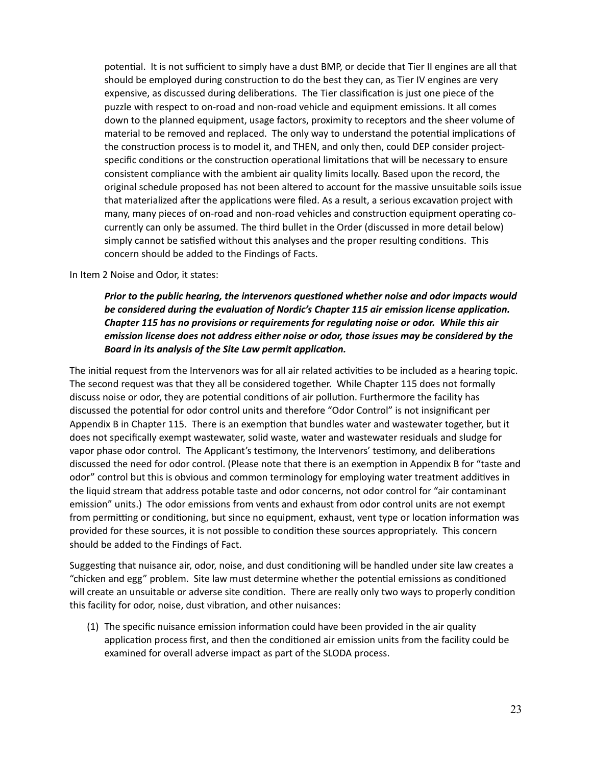potential. It is not sufficient to simply have a dust BMP, or decide that Tier II engines are all that should be employed during construction to do the best they can, as Tier IV engines are very expensive, as discussed during deliberations. The Tier classification is just one piece of the puzzle with respect to on-road and non-road vehicle and equipment emissions. It all comes down to the planned equipment, usage factors, proximity to receptors and the sheer volume of material to be removed and replaced. The only way to understand the potential implications of the construction process is to model it, and THEN, and only then, could DEP consider project-specific conditions or the construction operational limitations that will be necessary to ensure consistent compliance with the ambient air quality limits locally. Based upon the record, the original schedule proposed has not been altered to account for the massive unsuitable soils issue that materialized after the applications were filed. As a result, a serious excavation project with many, many pieces of on-road and non-road vehicles and construction equipment operating co-currently can only be assumed. The third bullet in the Order (discussed in more detail below) simply cannot be satisfied without this analyses and the proper resulting conditions. This concern should be added to the Findings of Facts.

In Item 2 Noise and Odor, it states:

> ***Prior to the public hearing, the intervenors questioned whether noise and odor impacts would be considered during the evaluation of Nordic's Chapter 115 air emission license application. Chapter 115 has no provisions or requirements for regulating noise or odor. While this air emission license does not address either noise or odor, those issues may be considered by the Board in its analysis of the Site Law permit application.***

The initial request from the Intervenors was for all air related activities to be included as a hearing topic. The second request was that they all be considered together. While Chapter 115 does not formally discuss noise or odor, they are potential conditions of air pollution. Furthermore the facility has discussed the potential for odor control units and therefore "Odor Control" is not insignificant per Appendix B in Chapter 115. There is an exemption that bundles water and wastewater together, but it does not specifically exempt wastewater, solid waste, water and wastewater residuals and sludge for vapor phase odor control. The Applicant's testimony, the Intervenors' testimony, and deliberations discussed the need for odor control. (Please note that there is an exemption in Appendix B for "taste and odor" control but this is obvious and common terminology for employing water treatment additives in the liquid stream that address potable taste and odor concerns, not odor control for "air contaminant emission" units.) The odor emissions from vents and exhaust from odor control units are not exempt from permitting or conditioning, but since no equipment, exhaust, vent type or location information was provided for these sources, it is not possible to condition these sources appropriately. This concern should be added to the Findings of Fact.

Suggesting that nuisance air, odor, noise, and dust conditioning will be handled under site law creates a "chicken and egg" problem. Site law must determine whether the potential emissions as conditioned will create an unsuitable or adverse site condition. There are really only two ways to properly condition this facility for odor, noise, dust vibration, and other nuisances:

(1) The specific nuisance emission information could have been provided in the air quality application process first, and then the conditioned air emission units from the facility could be examined for overall adverse impact as part of the SLODA process.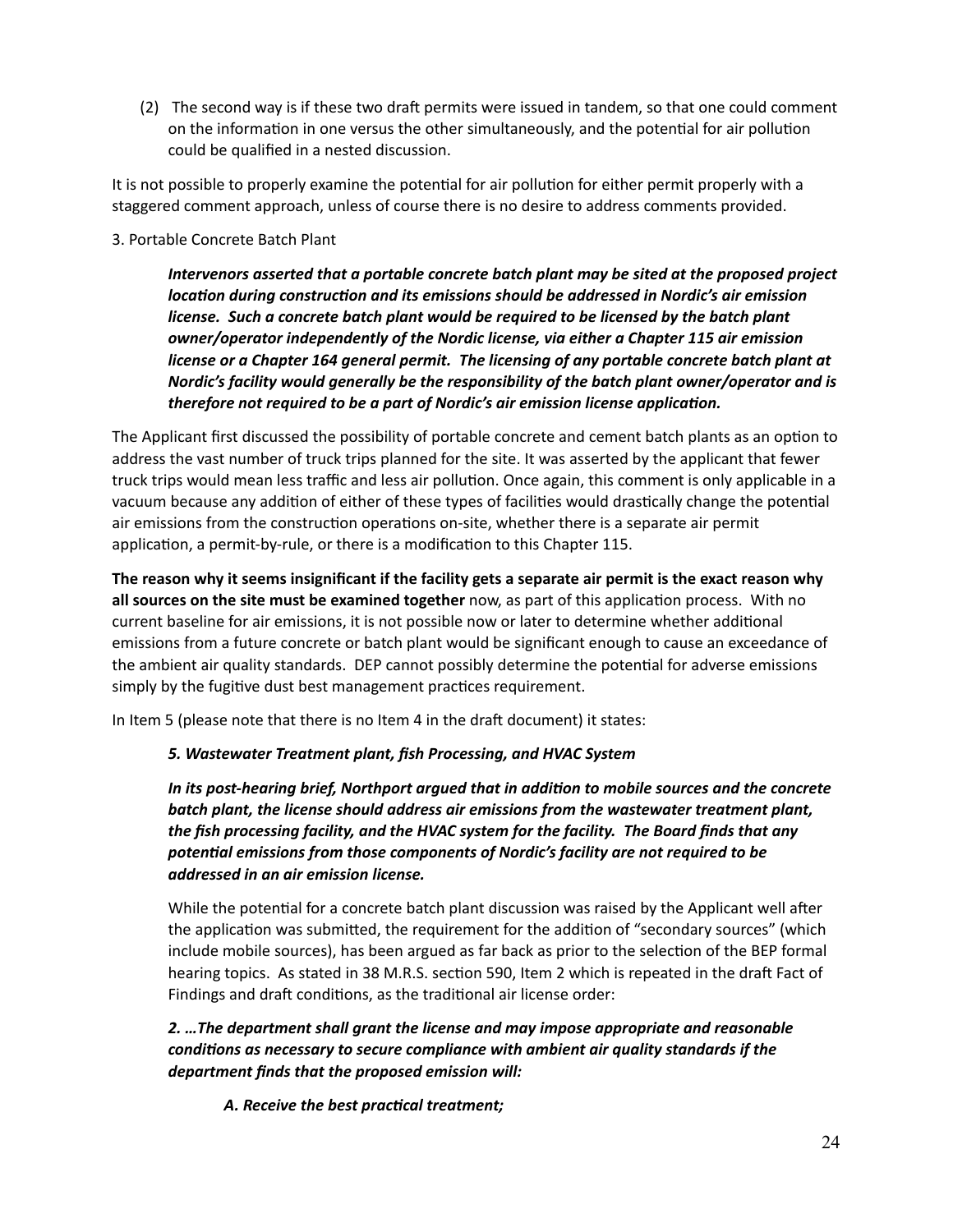(2) The second way is if these two draft permits were issued in tandem, so that one could comment on the information in one versus the other simultaneously, and the potential for air pollution could be qualified in a nested discussion.

It is not possible to properly examine the potential for air pollution for either permit properly with a staggered comment approach, unless of course there is no desire to address comments provided.

3. Portable Concrete Batch Plant

> ***Intervenors asserted that a portable concrete batch plant may be sited at the proposed project location during construction and its emissions should be addressed in Nordic's air emission license. Such a concrete batch plant would be required to be licensed by the batch plant owner/operator independently of the Nordic license, via either a Chapter 115 air emission license or a Chapter 164 general permit. The licensing of any portable concrete batch plant at Nordic's facility would generally be the responsibility of the batch plant owner/operator and is therefore not required to be a part of Nordic's air emission license application.***

The Applicant first discussed the possibility of portable concrete and cement batch plants as an option to address the vast number of truck trips planned for the site. It was asserted by the applicant that fewer truck trips would mean less traffic and less air pollution. Once again, this comment is only applicable in a vacuum because any addition of either of these types of facilities would drastically change the potential air emissions from the construction operations on-site, whether there is a separate air permit application, a permit-by-rule, or there is a modification to this Chapter 115.

**The reason why it seems insignificant if the facility gets a separate air permit is the exact reason why all sources on the site must be examined together** now, as part of this application process. With no current baseline for air emissions, it is not possible now or later to determine whether additional emissions from a future concrete or batch plant would be significant enough to cause an exceedance of the ambient air quality standards. DEP cannot possibly determine the potential for adverse emissions simply by the fugitive dust best management practices requirement.

In Item 5 (please note that there is no Item 4 in the draft document) it states:

> ***5. Wastewater Treatment plant, fish Processing, and HVAC System***
>
> ***In its post-hearing brief, Northport argued that in addition to mobile sources and the concrete batch plant, the license should address air emissions from the wastewater treatment plant, the fish processing facility, and the HVAC system for the facility. The Board finds that any potential emissions from those components of Nordic's facility are not required to be addressed in an air emission license.***
>
> While the potential for a concrete batch plant discussion was raised by the Applicant well after the application was submitted, the requirement for the addition of "secondary sources" (which include mobile sources), has been argued as far back as prior to the selection of the BEP formal hearing topics. As stated in 38 M.R.S. section 590, Item 2 which is repeated in the draft Fact of Findings and draft conditions, as the traditional air license order:
>
> ***2. …The department shall grant the license and may impose appropriate and reasonable conditions as necessary to secure compliance with ambient air quality standards if the department finds that the proposed emission will:***
>
> > ***A. Receive the best practical treatment;***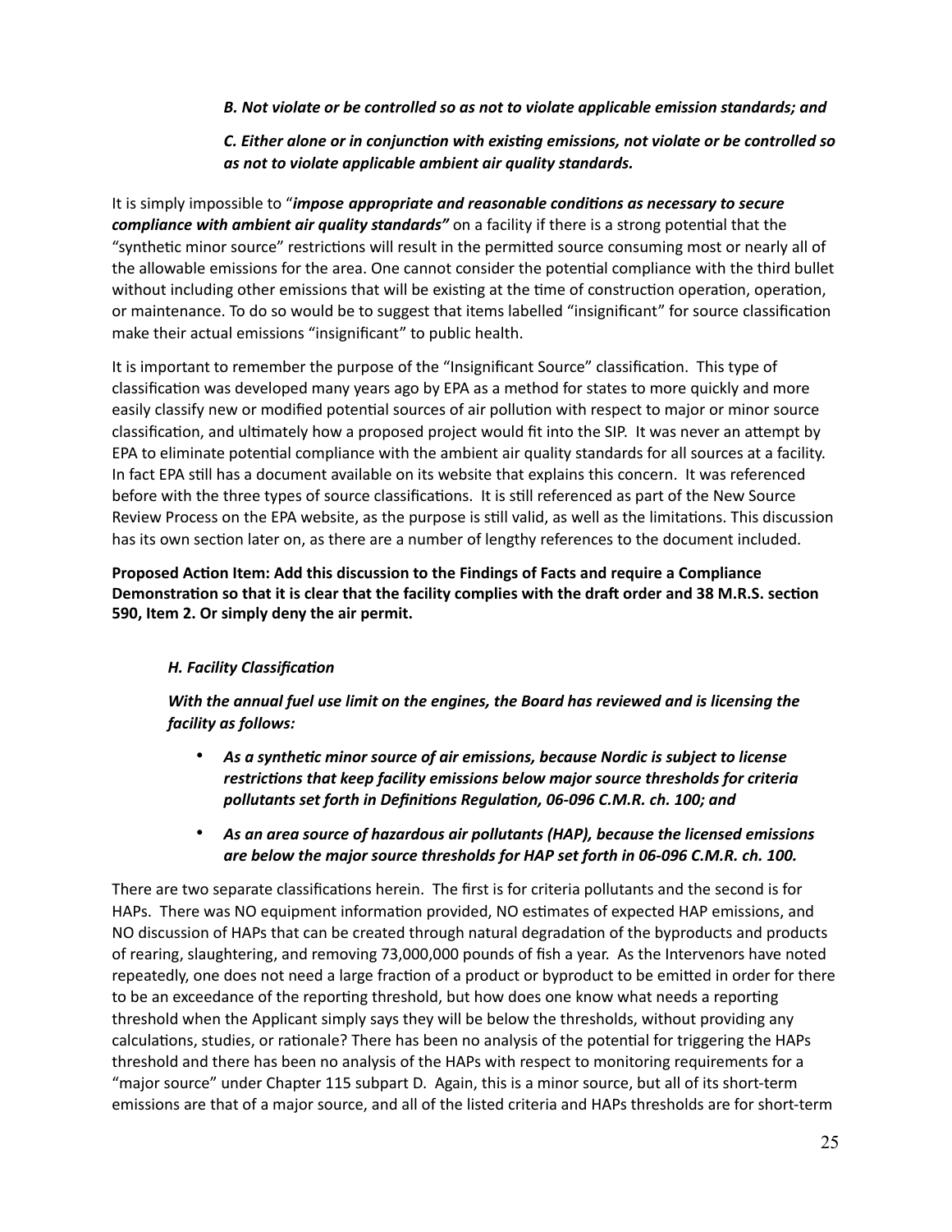***B. Not violate or be controlled so as not to violate applicable emission standards; and***

***C. Either alone or in conjunction with existing emissions, not violate or be controlled so as not to violate applicable ambient air quality standards.***

It is simply impossible to "***impose appropriate and reasonable conditions as necessary to secure compliance with ambient air quality standards"*** on a facility if there is a strong potential that the "synthetic minor source" restrictions will result in the permitted source consuming most or nearly all of the allowable emissions for the area. One cannot consider the potential compliance with the third bullet without including other emissions that will be existing at the time of construction operation, operation, or maintenance. To do so would be to suggest that items labelled "insignificant" for source classification make their actual emissions "insignificant" to public health.

It is important to remember the purpose of the "Insignificant Source" classification. This type of classification was developed many years ago by EPA as a method for states to more quickly and more easily classify new or modified potential sources of air pollution with respect to major or minor source classification, and ultimately how a proposed project would fit into the SIP. It was never an attempt by EPA to eliminate potential compliance with the ambient air quality standards for all sources at a facility. In fact EPA still has a document available on its website that explains this concern. It was referenced before with the three types of source classifications. It is still referenced as part of the New Source Review Process on the EPA website, as the purpose is still valid, as well as the limitations. This discussion has its own section later on, as there are a number of lengthy references to the document included.

**Proposed Action Item: Add this discussion to the Findings of Facts and require a Compliance Demonstration so that it is clear that the facility complies with the draft order and 38 M.R.S. section 590, Item 2. Or simply deny the air permit.**

***H. Facility Classification***

***With the annual fuel use limit on the engines, the Board has reviewed and is licensing the facility as follows:***

- ***As a synthetic minor source of air emissions, because Nordic is subject to license restrictions that keep facility emissions below major source thresholds for criteria pollutants set forth in Definitions Regulation, 06-096 C.M.R. ch. 100; and***
- ***As an area source of hazardous air pollutants (HAP), because the licensed emissions are below the major source thresholds for HAP set forth in 06-096 C.M.R. ch. 100.***

There are two separate classifications herein. The first is for criteria pollutants and the second is for HAPs. There was NO equipment information provided, NO estimates of expected HAP emissions, and NO discussion of HAPs that can be created through natural degradation of the byproducts and products of rearing, slaughtering, and removing 73,000,000 pounds of fish a year. As the Intervenors have noted repeatedly, one does not need a large fraction of a product or byproduct to be emitted in order for there to be an exceedance of the reporting threshold, but how does one know what needs a reporting threshold when the Applicant simply says they will be below the thresholds, without providing any calculations, studies, or rationale? There has been no analysis of the potential for triggering the HAPs threshold and there has been no analysis of the HAPs with respect to monitoring requirements for a "major source" under Chapter 115 subpart D. Again, this is a minor source, but all of its short-term emissions are that of a major source, and all of the listed criteria and HAPs thresholds are for short-term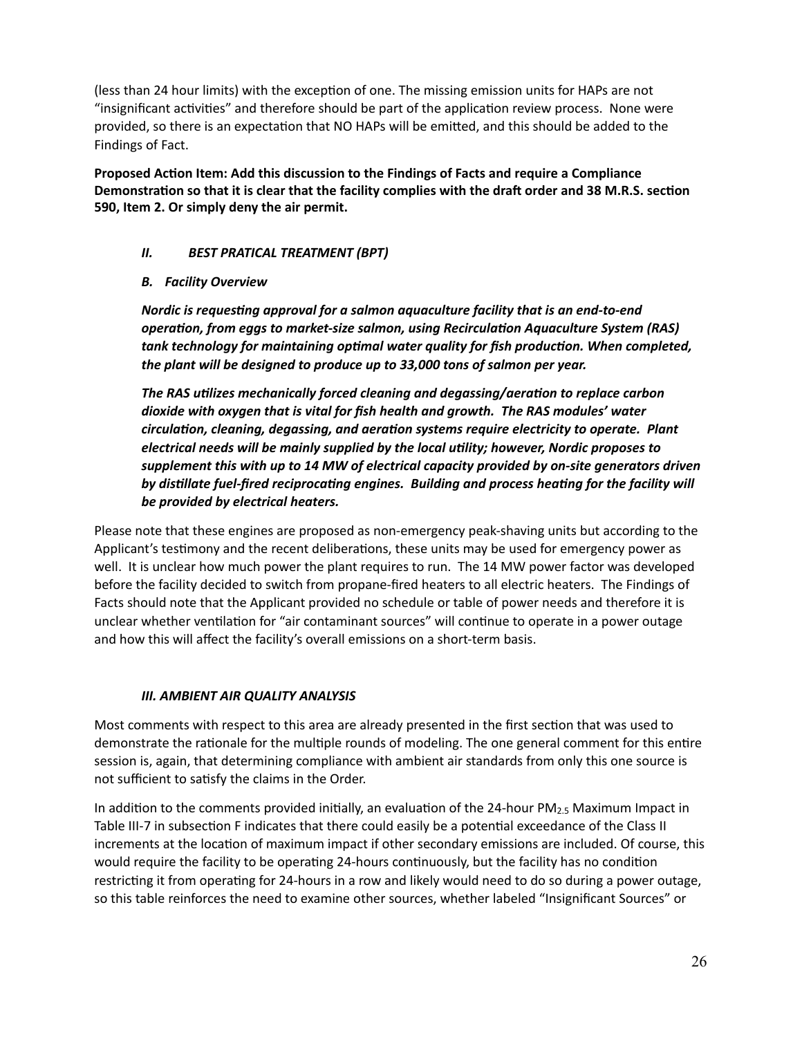(less than 24 hour limits) with the exception of one. The missing emission units for HAPs are not "insignificant activities" and therefore should be part of the application review process. None were provided, so there is an expectation that NO HAPs will be emitted, and this should be added to the Findings of Fact.

**Proposed Action Item: Add this discussion to the Findings of Facts and require a Compliance Demonstration so that it is clear that the facility complies with the draft order and 38 M.R.S. section 590, Item 2. Or simply deny the air permit.**

### *II. BEST PRATICAL TREATMENT (BPT)*

#### *B. Facility Overview*

***Nordic is requesting approval for a salmon aquaculture facility that is an end-to-end operation, from eggs to market-size salmon, using Recirculation Aquaculture System (RAS) tank technology for maintaining optimal water quality for fish production. When completed, the plant will be designed to produce up to 33,000 tons of salmon per year.***

***The RAS utilizes mechanically forced cleaning and degassing/aeration to replace carbon dioxide with oxygen that is vital for fish health and growth. The RAS modules' water circulation, cleaning, degassing, and aeration systems require electricity to operate. Plant electrical needs will be mainly supplied by the local utility; however, Nordic proposes to supplement this with up to 14 MW of electrical capacity provided by on-site generators driven by distillate fuel-fired reciprocating engines. Building and process heating for the facility will be provided by electrical heaters.***

Please note that these engines are proposed as non-emergency peak-shaving units but according to the Applicant's testimony and the recent deliberations, these units may be used for emergency power as well. It is unclear how much power the plant requires to run. The 14 MW power factor was developed before the facility decided to switch from propane-fired heaters to all electric heaters. The Findings of Facts should note that the Applicant provided no schedule or table of power needs and therefore it is unclear whether ventilation for "air contaminant sources" will continue to operate in a power outage and how this will affect the facility's overall emissions on a short-term basis.

### *III. AMBIENT AIR QUALITY ANALYSIS*

Most comments with respect to this area are already presented in the first section that was used to demonstrate the rationale for the multiple rounds of modeling. The one general comment for this entire session is, again, that determining compliance with ambient air standards from only this one source is not sufficient to satisfy the claims in the Order.

In addition to the comments provided initially, an evaluation of the 24-hour $PM_{2.5}$ Maximum Impact in Table III-7 in subsection F indicates that there could easily be a potential exceedance of the Class II increments at the location of maximum impact if other secondary emissions are included. Of course, this would require the facility to be operating 24-hours continuously, but the facility has no condition restricting it from operating for 24-hours in a row and likely would need to do so during a power outage, so this table reinforces the need to examine other sources, whether labeled "Insignificant Sources" or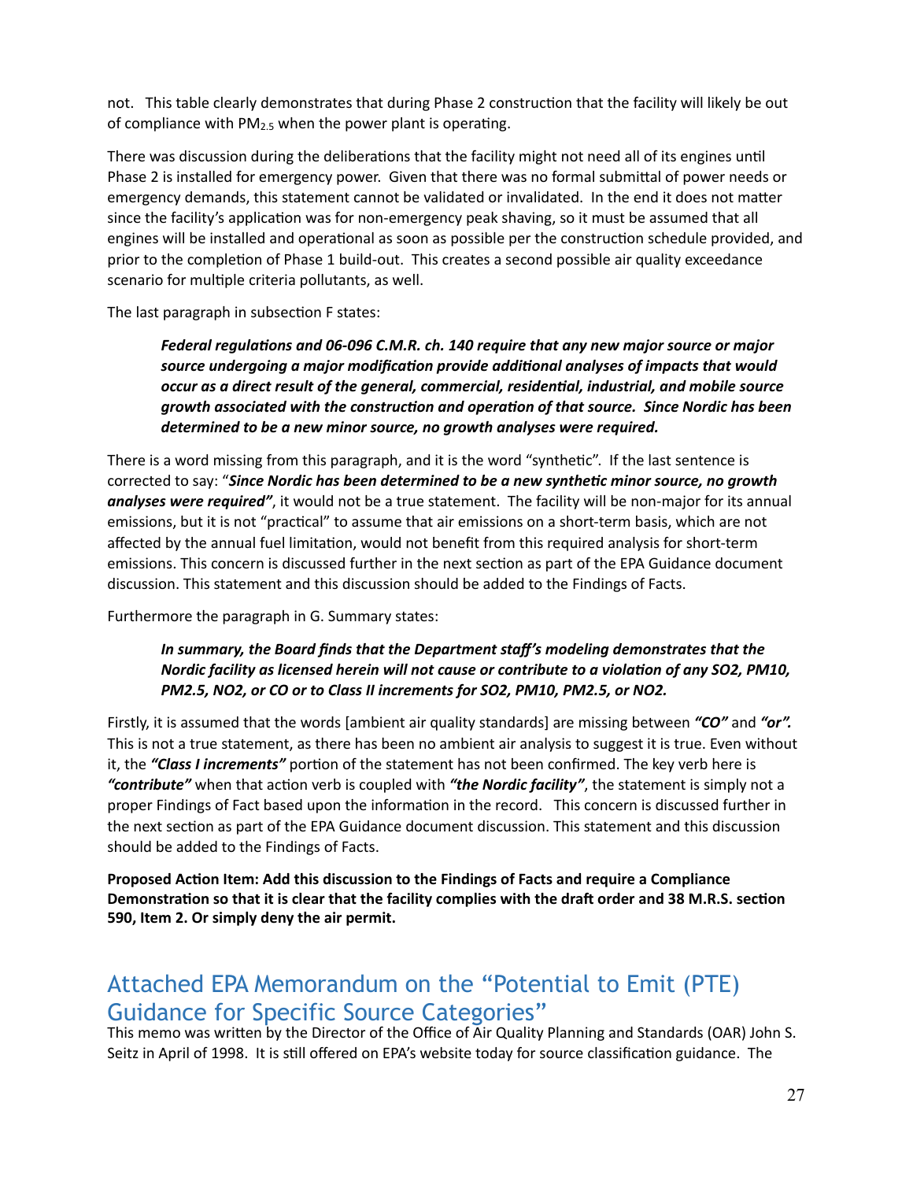not. This table clearly demonstrates that during Phase 2 construction that the facility will likely be out of compliance with $PM_{2.5}$ when the power plant is operating.

There was discussion during the deliberations that the facility might not need all of its engines until Phase 2 is installed for emergency power. Given that there was no formal submittal of power needs or emergency demands, this statement cannot be validated or invalidated. In the end it does not matter since the facility's application was for non-emergency peak shaving, so it must be assumed that all engines will be installed and operational as soon as possible per the construction schedule provided, and prior to the completion of Phase 1 build-out. This creates a second possible air quality exceedance scenario for multiple criteria pollutants, as well.

The last paragraph in subsection F states:

> ***Federal regulations and 06-096 C.M.R. ch. 140 require that any new major source or major source undergoing a major modification provide additional analyses of impacts that would occur as a direct result of the general, commercial, residential, industrial, and mobile source growth associated with the construction and operation of that source. Since Nordic has been determined to be a new minor source, no growth analyses were required.***

There is a word missing from this paragraph, and it is the word "synthetic". If the last sentence is corrected to say: "***Since Nordic has been determined to be a new synthetic minor source, no growth analyses were required"***, it would not be a true statement. The facility will be non-major for its annual emissions, but it is not "practical" to assume that air emissions on a short-term basis, which are not affected by the annual fuel limitation, would not benefit from this required analysis for short-term emissions. This concern is discussed further in the next section as part of the EPA Guidance document discussion. This statement and this discussion should be added to the Findings of Facts.

Furthermore the paragraph in G. Summary states:

> ***In summary, the Board finds that the Department staff's modeling demonstrates that the Nordic facility as licensed herein will not cause or contribute to a violation of any SO2, PM10, PM2.5, NO2, or CO or to Class II increments for SO2, PM10, PM2.5, or NO2.***

Firstly, it is assumed that the words [ambient air quality standards] are missing between ***"CO"*** and ***"or".*** This is not a true statement, as there has been no ambient air analysis to suggest it is true. Even without it, the ***"Class I increments"*** portion of the statement has not been confirmed. The key verb here is ***"contribute"*** when that action verb is coupled with ***"the Nordic facility"***, the statement is simply not a proper Findings of Fact based upon the information in the record. This concern is discussed further in the next section as part of the EPA Guidance document discussion. This statement and this discussion should be added to the Findings of Facts.

**Proposed Action Item: Add this discussion to the Findings of Facts and require a Compliance Demonstration so that it is clear that the facility complies with the draft order and 38 M.R.S. section 590, Item 2. Or simply deny the air permit.**

## Attached EPA Memorandum on the "Potential to Emit (PTE) Guidance for Specific Source Categories"

This memo was written by the Director of the Office of Air Quality Planning and Standards (OAR) John S. Seitz in April of 1998. It is still offered on EPA's website today for source classification guidance. The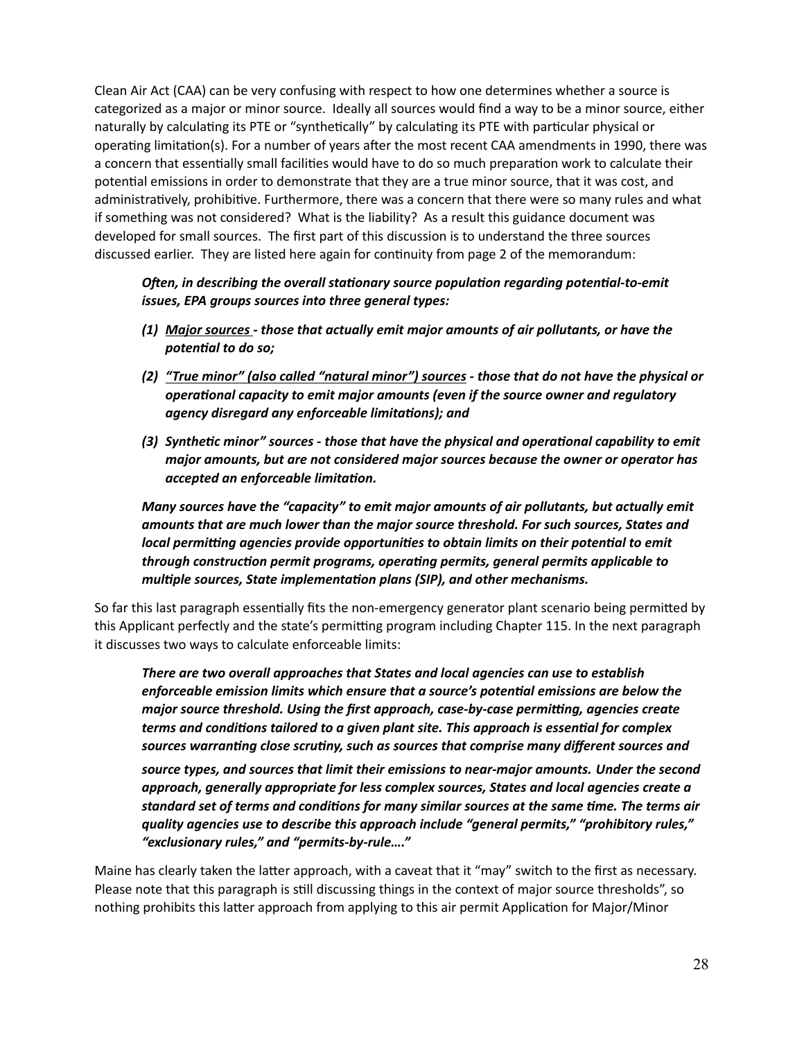Clean Air Act (CAA) can be very confusing with respect to how one determines whether a source is categorized as a major or minor source. Ideally all sources would find a way to be a minor source, either naturally by calculating its PTE or "synthetically" by calculating its PTE with particular physical or operating limitation(s). For a number of years after the most recent CAA amendments in 1990, there was a concern that essentially small facilities would have to do so much preparation work to calculate their potential emissions in order to demonstrate that they are a true minor source, that it was cost, and administratively, prohibitive. Furthermore, there was a concern that there were so many rules and what if something was not considered? What is the liability? As a result this guidance document was developed for small sources. The first part of this discussion is to understand the three sources discussed earlier. They are listed here again for continuity from page 2 of the memorandum:

> ***Often, in describing the overall stationary source population regarding potential-to-emit issues, EPA groups sources into three general types:***
>
> ***(1) <u>Major sources</u> - those that actually emit major amounts of air pollutants, or have the potential to do so;***
>
> ***(2) <u>"True minor" (also called "natural minor") sources</u> - those that do not have the physical or operational capacity to emit major amounts (even if the source owner and regulatory agency disregard any enforceable limitations); and***
>
> ***(3) Synthetic minor" sources - those that have the physical and operational capability to emit major amounts, but are not considered major sources because the owner or operator has accepted an enforceable limitation.***
>
> ***Many sources have the "capacity" to emit major amounts of air pollutants, but actually emit amounts that are much lower than the major source threshold. For such sources, States and local permitting agencies provide opportunities to obtain limits on their potential to emit through construction permit programs, operating permits, general permits applicable to multiple sources, State implementation plans (SIP), and other mechanisms.***

So far this last paragraph essentially fits the non-emergency generator plant scenario being permitted by this Applicant perfectly and the state's permitting program including Chapter 115. In the next paragraph it discusses two ways to calculate enforceable limits:

> ***There are two overall approaches that States and local agencies can use to establish enforceable emission limits which ensure that a source's potential emissions are below the major source threshold. Using the first approach, case-by-case permitting, agencies create terms and conditions tailored to a given plant site. This approach is essential for complex sources warranting close scrutiny, such as sources that comprise many different sources and source types, and sources that limit their emissions to near-major amounts. Under the second approach, generally appropriate for less complex sources, States and local agencies create a standard set of terms and conditions for many similar sources at the same time. The terms air quality agencies use to describe this approach include "general permits," "prohibitory rules," "exclusionary rules," and "permits-by-rule…."***

Maine has clearly taken the latter approach, with a caveat that it "may" switch to the first as necessary. Please note that this paragraph is still discussing things in the context of major source thresholds", so nothing prohibits this latter approach from applying to this air permit Application for Major/Minor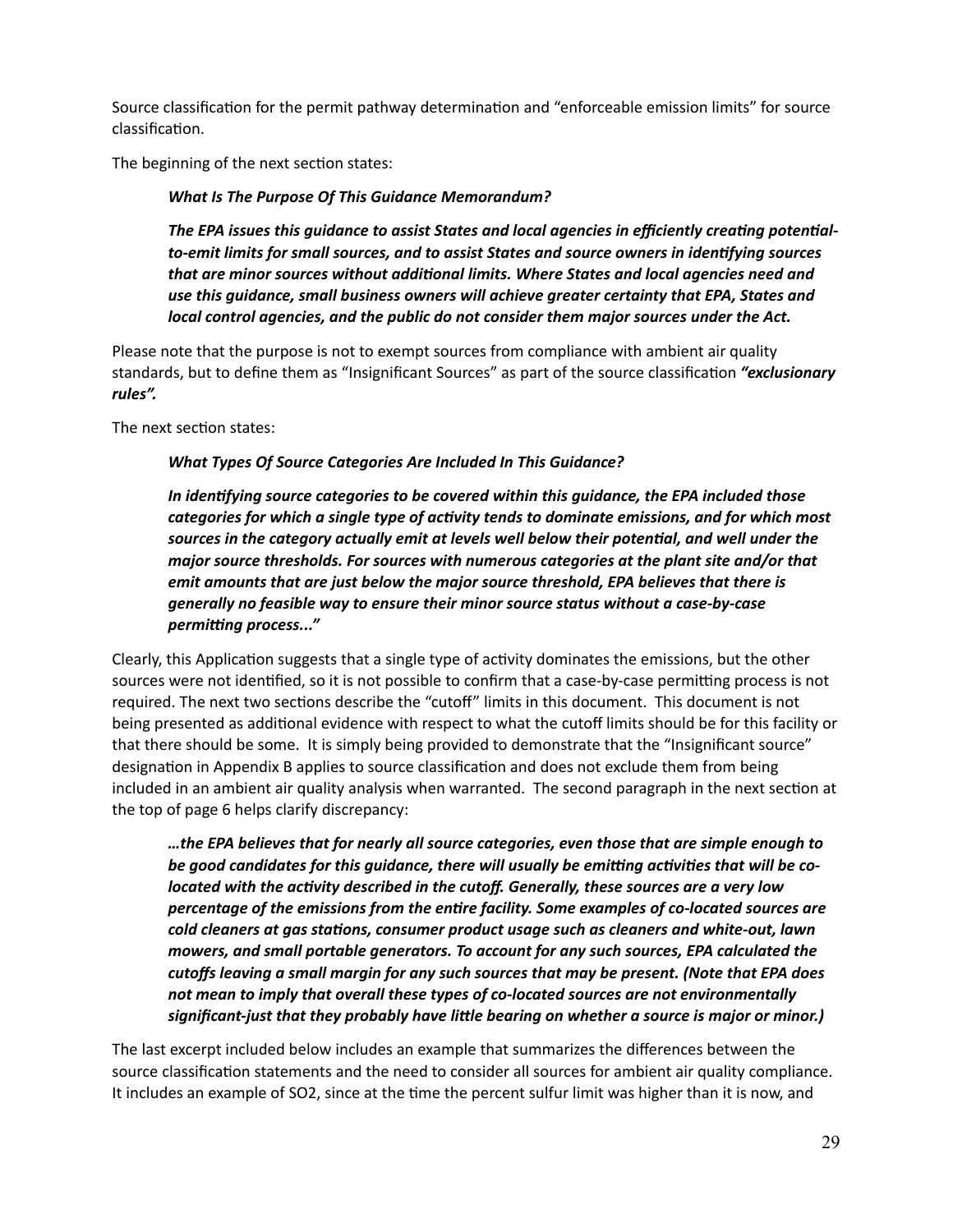Source classification for the permit pathway determination and "enforceable emission limits" for source classification.

The beginning of the next section states:

> ***What Is The Purpose Of This Guidance Memorandum?***
>
> ***The EPA issues this guidance to assist States and local agencies in efficiently creating potential-to-emit limits for small sources, and to assist States and source owners in identifying sources that are minor sources without additional limits. Where States and local agencies need and use this guidance, small business owners will achieve greater certainty that EPA, States and local control agencies, and the public do not consider them major sources under the Act.***

Please note that the purpose is not to exempt sources from compliance with ambient air quality standards, but to define them as "Insignificant Sources" as part of the source classification ***"exclusionary rules".***

The next section states:

> ***What Types Of Source Categories Are Included In This Guidance?***
>
> ***In identifying source categories to be covered within this guidance, the EPA included those categories for which a single type of activity tends to dominate emissions, and for which most sources in the category actually emit at levels well below their potential, and well under the major source thresholds. For sources with numerous categories at the plant site and/or that emit amounts that are just below the major source threshold, EPA believes that there is generally no feasible way to ensure their minor source status without a case-by-case permitting process..."***

Clearly, this Application suggests that a single type of activity dominates the emissions, but the other sources were not identified, so it is not possible to confirm that a case-by-case permitting process is not required. The next two sections describe the "cutoff" limits in this document. This document is not being presented as additional evidence with respect to what the cutoff limits should be for this facility or that there should be some. It is simply being provided to demonstrate that the "Insignificant source" designation in Appendix B applies to source classification and does not exclude them from being included in an ambient air quality analysis when warranted. The second paragraph in the next section at the top of page 6 helps clarify discrepancy:

> ***…the EPA believes that for nearly all source categories, even those that are simple enough to be good candidates for this guidance, there will usually be emitting activities that will be co-located with the activity described in the cutoff. Generally, these sources are a very low percentage of the emissions from the entire facility. Some examples of co-located sources are cold cleaners at gas stations, consumer product usage such as cleaners and white-out, lawn mowers, and small portable generators. To account for any such sources, EPA calculated the cutoffs leaving a small margin for any such sources that may be present. (Note that EPA does not mean to imply that overall these types of co-located sources are not environmentally significant-just that they probably have little bearing on whether a source is major or minor.)***

The last excerpt included below includes an example that summarizes the differences between the source classification statements and the need to consider all sources for ambient air quality compliance. It includes an example of $SO_2$, since at the time the percent sulfur limit was higher than it is now, and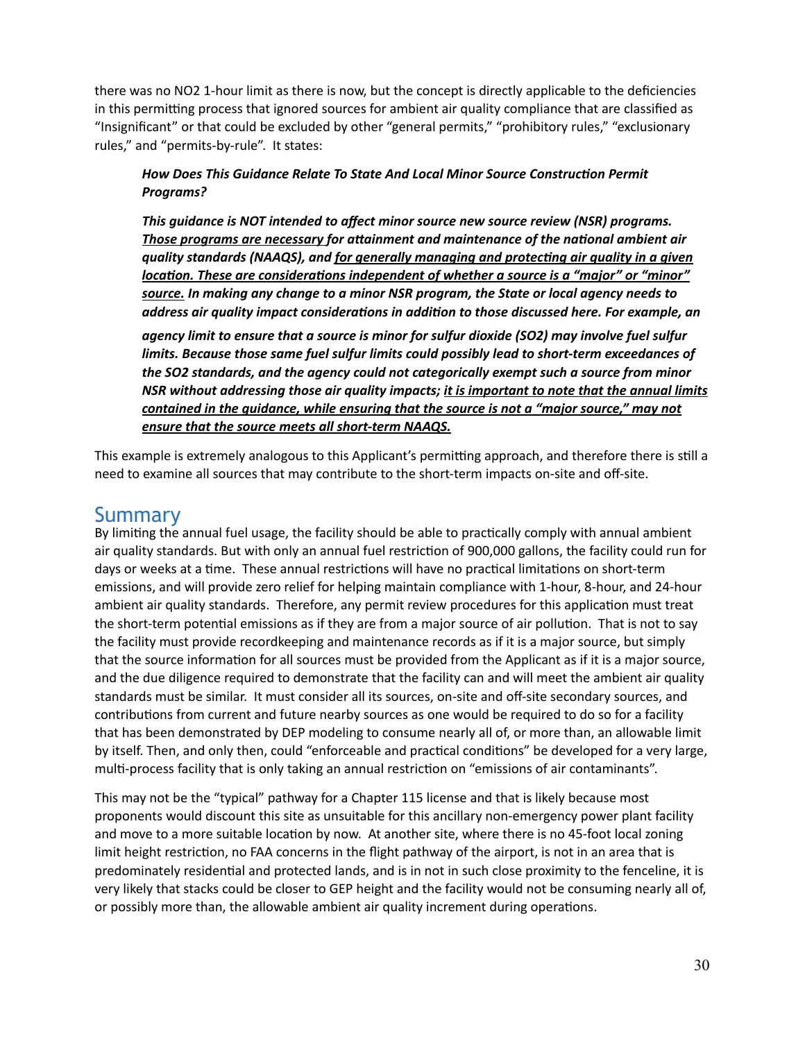there was no NO2 1-hour limit as there is now, but the concept is directly applicable to the deficiencies in this permitting process that ignored sources for ambient air quality compliance that are classified as "Insignificant" or that could be excluded by other "general permits," "prohibitory rules," "exclusionary rules," and "permits-by-rule". It states:

> ***How Does This Guidance Relate To State And Local Minor Source Construction Permit Programs?***
>
> ***This guidance is NOT intended to affect minor source new source review (NSR) programs. <u>Those programs are necessary</u> for attainment and maintenance of the national ambient air quality standards (NAAQS), and <u>for generally managing and protecting air quality in a given location. These are considerations independent of whether a source is a "major" or "minor" source.</u> In making any change to a minor NSR program, the State or local agency needs to address air quality impact considerations in addition to those discussed here. For example, an agency limit to ensure that a source is minor for sulfur dioxide (SO2) may involve fuel sulfur limits. Because those same fuel sulfur limits could possibly lead to short-term exceedances of the SO2 standards, and the agency could not categorically exempt such a source from minor NSR without addressing those air quality impacts; <u>it is important to note that the annual limits contained in the guidance, while ensuring that the source is not a "major source," may not ensure that the source meets all short-term NAAQS.</u>***

This example is extremely analogous to this Applicant's permitting approach, and therefore there is still a need to examine all sources that may contribute to the short-term impacts on-site and off-site.

## Summary

By limiting the annual fuel usage, the facility should be able to practically comply with annual ambient air quality standards. But with only an annual fuel restriction of 900,000 gallons, the facility could run for days or weeks at a time. These annual restrictions will have no practical limitations on short-term emissions, and will provide zero relief for helping maintain compliance with 1-hour, 8-hour, and 24-hour ambient air quality standards. Therefore, any permit review procedures for this application must treat the short-term potential emissions as if they are from a major source of air pollution. That is not to say the facility must provide recordkeeping and maintenance records as if it is a major source, but simply that the source information for all sources must be provided from the Applicant as if it is a major source, and the due diligence required to demonstrate that the facility can and will meet the ambient air quality standards must be similar. It must consider all its sources, on-site and off-site secondary sources, and contributions from current and future nearby sources as one would be required to do so for a facility that has been demonstrated by DEP modeling to consume nearly all of, or more than, an allowable limit by itself. Then, and only then, could "enforceable and practical conditions" be developed for a very large, multi-process facility that is only taking an annual restriction on "emissions of air contaminants".

This may not be the "typical" pathway for a Chapter 115 license and that is likely because most proponents would discount this site as unsuitable for this ancillary non-emergency power plant facility and move to a more suitable location by now. At another site, where there is no 45-foot local zoning limit height restriction, no FAA concerns in the flight pathway of the airport, is not in an area that is predominately residential and protected lands, and is in not in such close proximity to the fenceline, it is very likely that stacks could be closer to GEP height and the facility would not be consuming nearly all of, or possibly more than, the allowable ambient air quality increment during operations.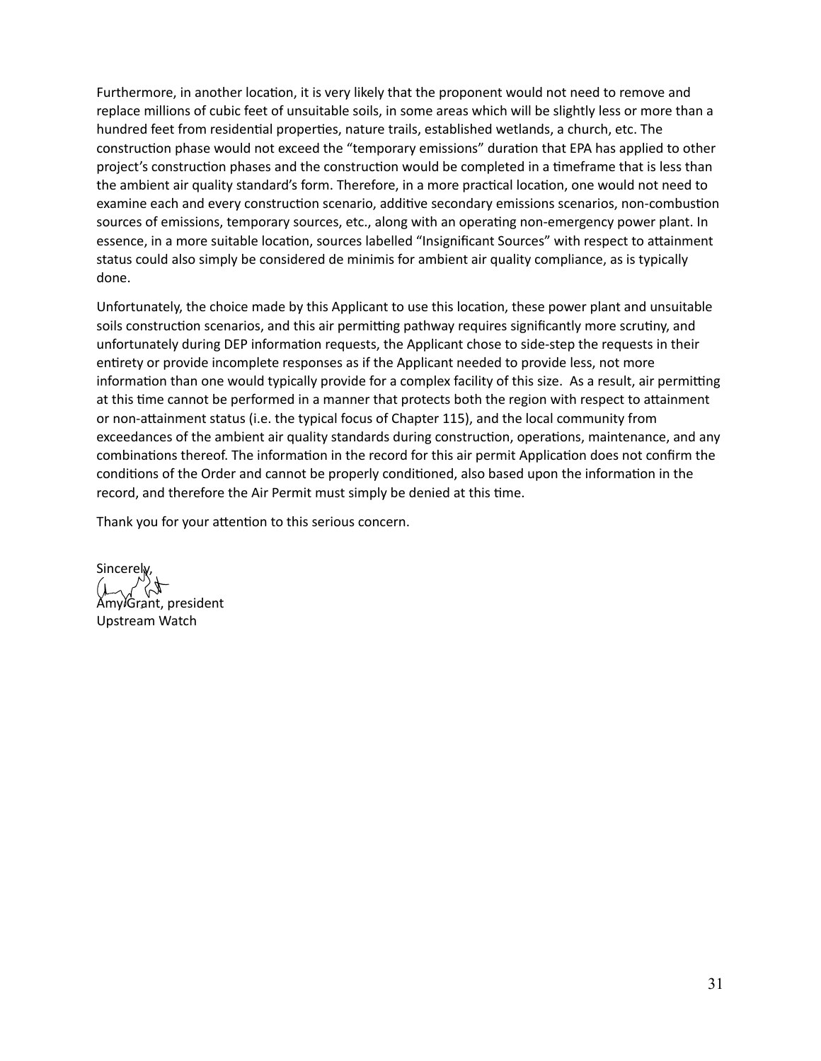Furthermore, in another location, it is very likely that the proponent would not need to remove and replace millions of cubic feet of unsuitable soils, in some areas which will be slightly less or more than a hundred feet from residential properties, nature trails, established wetlands, a church, etc. The construction phase would not exceed the "temporary emissions" duration that EPA has applied to other project's construction phases and the construction would be completed in a timeframe that is less than the ambient air quality standard's form. Therefore, in a more practical location, one would not need to examine each and every construction scenario, additive secondary emissions scenarios, non-combustion sources of emissions, temporary sources, etc., along with an operating non-emergency power plant. In essence, in a more suitable location, sources labelled "Insignificant Sources" with respect to attainment status could also simply be considered de minimis for ambient air quality compliance, as is typically done.

Unfortunately, the choice made by this Applicant to use this location, these power plant and unsuitable soils construction scenarios, and this air permitting pathway requires significantly more scrutiny, and unfortunately during DEP information requests, the Applicant chose to side-step the requests in their entirety or provide incomplete responses as if the Applicant needed to provide less, not more information than one would typically provide for a complex facility of this size. As a result, air permitting at this time cannot be performed in a manner that protects both the region with respect to attainment or non-attainment status (i.e. the typical focus of Chapter 115), and the local community from exceedances of the ambient air quality standards during construction, operations, maintenance, and any combinations thereof. The information in the record for this air permit Application does not confirm the conditions of the Order and cannot be properly conditioned, also based upon the information in the record, and therefore the Air Permit must simply be denied at this time.

Thank you for your attention to this serious concern.

Sincerely,

Amy Grant, president
Upstream Watch